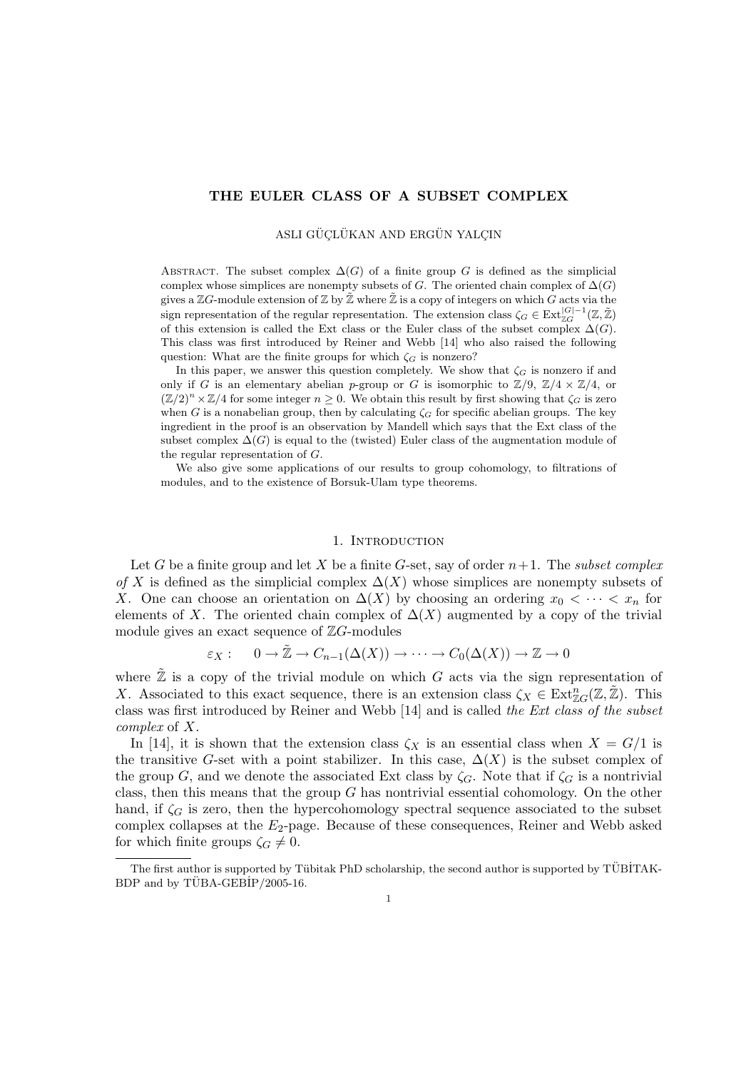# THE EULER CLASS OF A SUBSET COMPLEX

ASLI GÜÇLÜKAN AND ERGÜN YALÇIN

Abstract. The subset complex $\Delta(G)$ of a finite group $G$ is defined as the simplicial complex whose simplices are nonempty subsets of $G$. The oriented chain complex of $\Delta(G)$ gives a $\mathbb{Z}G$-module extension of $\mathbb{Z}$ by $\tilde{\mathbb{Z}}$ where $\tilde{\mathbb{Z}}$ is a copy of integers on which $G$ acts via the sign representation of the regular representation. The extension class $\zeta_G \in \operatorname{Ext}^{|G|-1}_{\mathbb{Z}G}(\mathbb{Z}, \tilde{\mathbb{Z}})$ of this extension is called the Ext class or the Euler class of the subset complex $\Delta(G)$. This class was first introduced by Reiner and Webb [14] who also raised the following question: What are the finite groups for which $\zeta_G$ is nonzero?

In this paper, we answer this question completely. We show that $\zeta_G$ is nonzero if and only if $G$ is an elementary abelian $p$-group or $G$ is isomorphic to $\mathbb{Z}/9$, $\mathbb{Z}/4 \times \mathbb{Z}/4$, or $(\mathbb{Z}/2)^n \times \mathbb{Z}/4$ for some integer $n \geq 0$. We obtain this result by first showing that $\zeta_G$ is zero when $G$ is a nonabelian group, then by calculating $\zeta_G$ for specific abelian groups. The key ingredient in the proof is an observation by Mandell which says that the Ext class of the subset complex $\Delta(G)$ is equal to the (twisted) Euler class of the augmentation module of the regular representation of $G$.

We also give some applications of our results to group cohomology, to filtrations of modules, and to the existence of Borsuk-Ulam type theorems.

## 1. Introduction

Let $G$ be a finite group and let $X$ be a finite $G$-set, say of order $n+1$. The *subset complex of* $X$ is defined as the simplicial complex $\Delta(X)$ whose simplices are nonempty subsets of $X$. One can choose an orientation on $\Delta(X)$ by choosing an ordering $x_0 < \cdots < x_n$ for elements of $X$. The oriented chain complex of $\Delta(X)$ augmented by a copy of the trivial module gives an exact sequence of $\mathbb{Z}G$-modules

$$\varepsilon_X : \quad 0 \to \tilde{\mathbb{Z}} \to C_{n-1}(\Delta(X)) \to \cdots \to C_0(\Delta(X)) \to \mathbb{Z} \to 0$$

where $\tilde{\mathbb{Z}}$ is a copy of the trivial module on which $G$ acts via the sign representation of $X$. Associated to this exact sequence, there is an extension class $\zeta_X \in \operatorname{Ext}^n_{\mathbb{Z}G}(\mathbb{Z}, \tilde{\mathbb{Z}})$. This class was first introduced by Reiner and Webb [14] and is called *the Ext class of the subset complex* of $X$.

In [14], it is shown that the extension class $\zeta_X$ is an essential class when $X = G/1$ is the transitive $G$-set with a point stabilizer. In this case, $\Delta(X)$ is the subset complex of the group $G$, and we denote the associated Ext class by $\zeta_G$. Note that if $\zeta_G$ is a nontrivial class, then this means that the group $G$ has nontrivial essential cohomology. On the other hand, if $\zeta_G$ is zero, then the hypercohomology spectral sequence associated to the subset complex collapses at the $E_2$-page. Because of these consequences, Reiner and Webb asked for which finite groups $\zeta_G \neq 0$.

The first author is supported by Tübitak PhD scholarship, the second author is supported by TÜBİTAK-BDP and by TÜBA-GEBİP/2005-16.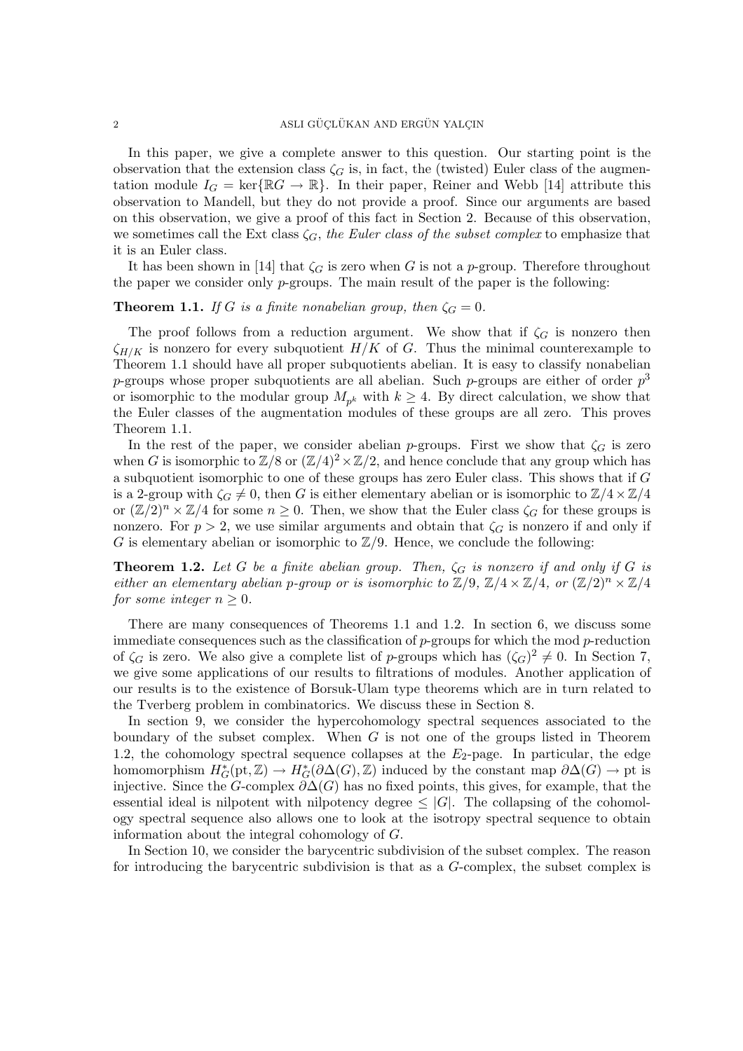In this paper, we give a complete answer to this question. Our starting point is the observation that the extension class $\zeta_G$ is, in fact, the (twisted) Euler class of the augmentation module $I_G = \ker\{\mathbb{R}G \to \mathbb{R}\}$. In their paper, Reiner and Webb [14] attribute this observation to Mandell, but they do not provide a proof. Since our arguments are based on this observation, we give a proof of this fact in Section 2. Because of this observation, we sometimes call the Ext class $\zeta_G$, *the Euler class of the subset complex* to emphasize that it is an Euler class.

It has been shown in [14] that $\zeta_G$ is zero when $G$ is not a $p$-group. Therefore throughout the paper we consider only $p$-groups. The main result of the paper is the following:

**Theorem 1.1.** *If $G$ is a finite nonabelian group, then $\zeta_G = 0$.*

The proof follows from a reduction argument. We show that if $\zeta_G$ is nonzero then $\zeta_{H/K}$ is nonzero for every subquotient $H/K$ of $G$. Thus the minimal counterexample to Theorem 1.1 should have all proper subquotients abelian. It is easy to classify nonabelian $p$-groups whose proper subquotients are all abelian. Such $p$-groups are either of order $p^3$ or isomorphic to the modular group $M_{p^k}$ with $k \geq 4$. By direct calculation, we show that the Euler classes of the augmentation modules of these groups are all zero. This proves Theorem 1.1.

In the rest of the paper, we consider abelian $p$-groups. First we show that $\zeta_G$ is zero when $G$ is isomorphic to $\mathbb{Z}/8$ or $(\mathbb{Z}/4)^2 \times \mathbb{Z}/2$, and hence conclude that any group which has a subquotient isomorphic to one of these groups has zero Euler class. This shows that if $G$ is a 2-group with $\zeta_G \neq 0$, then $G$ is either elementary abelian or is isomorphic to $\mathbb{Z}/4 \times \mathbb{Z}/4$ or $(\mathbb{Z}/2)^n \times \mathbb{Z}/4$ for some $n \geq 0$. Then, we show that the Euler class $\zeta_G$ for these groups is nonzero. For $p > 2$, we use similar arguments and obtain that $\zeta_G$ is nonzero if and only if $G$ is elementary abelian or isomorphic to $\mathbb{Z}/9$. Hence, we conclude the following:

**Theorem 1.2.** *Let $G$ be a finite abelian group. Then, $\zeta_G$ is nonzero if and only if $G$ is either an elementary abelian $p$-group or is isomorphic to $\mathbb{Z}/9$, $\mathbb{Z}/4 \times \mathbb{Z}/4$, or $(\mathbb{Z}/2)^n \times \mathbb{Z}/4$ for some integer $n \geq 0$.*

There are many consequences of Theorems 1.1 and 1.2. In section 6, we discuss some immediate consequences such as the classification of $p$-groups for which the mod $p$-reduction of $\zeta_G$ is zero. We also give a complete list of $p$-groups which has $(\zeta_G)^2 \neq 0$. In Section 7, we give some applications of our results to filtrations of modules. Another application of our results is to the existence of Borsuk-Ulam type theorems which are in turn related to the Tverberg problem in combinatorics. We discuss these in Section 8.

In section 9, we consider the hypercohomology spectral sequences associated to the boundary of the subset complex. When $G$ is not one of the groups listed in Theorem 1.2, the cohomology spectral sequence collapses at the $E_2$-page. In particular, the edge homomorphism $H^*_G(\text{pt}, \mathbb{Z}) \to H^*_G(\partial\Delta(G), \mathbb{Z})$ induced by the constant map $\partial\Delta(G) \to \text{pt}$ is injective. Since the $G$-complex $\partial\Delta(G)$ has no fixed points, this gives, for example, that the essential ideal is nilpotent with nilpotency degree $\leq |G|$. The collapsing of the cohomology spectral sequence also allows one to look at the isotropy spectral sequence to obtain information about the integral cohomology of $G$.

In Section 10, we consider the barycentric subdivision of the subset complex. The reason for introducing the barycentric subdivision is that as a $G$-complex, the subset complex is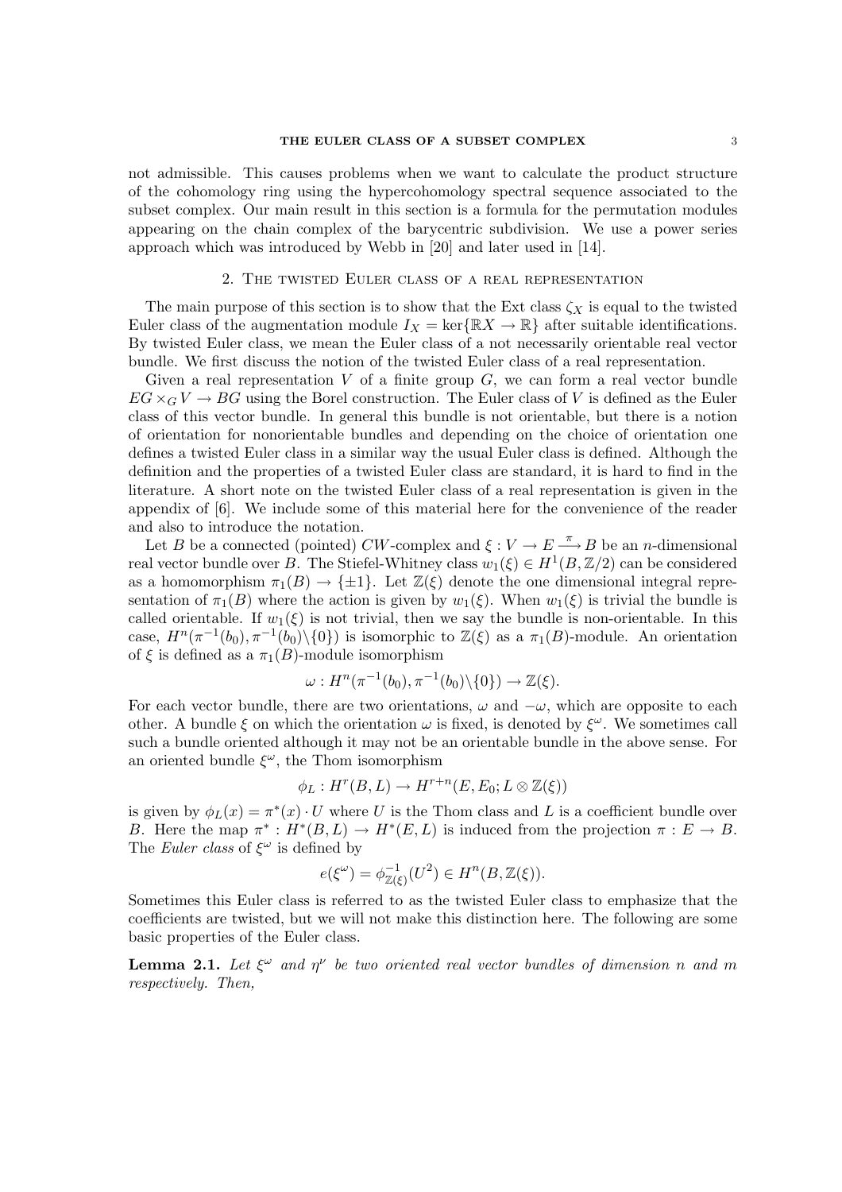not admissible. This causes problems when we want to calculate the product structure of the cohomology ring using the hypercohomology spectral sequence associated to the subset complex. Our main result in this section is a formula for the permutation modules appearing on the chain complex of the barycentric subdivision. We use a power series approach which was introduced by Webb in [20] and later used in [14].

## 2. The twisted Euler class of a real representation

The main purpose of this section is to show that the Ext class $\zeta_X$ is equal to the twisted Euler class of the augmentation module $I_X = \ker\{\mathbb{R}X \to \mathbb{R}\}$ after suitable identifications. By twisted Euler class, we mean the Euler class of a not necessarily orientable real vector bundle. We first discuss the notion of the twisted Euler class of a real representation.

Given a real representation $V$ of a finite group $G$, we can form a real vector bundle $EG \times_G V \to BG$ using the Borel construction. The Euler class of $V$ is defined as the Euler class of this vector bundle. In general this bundle is not orientable, but there is a notion of orientation for nonorientable bundles and depending on the choice of orientation one defines a twisted Euler class in a similar way the usual Euler class is defined. Although the definition and the properties of a twisted Euler class are standard, it is hard to find in the literature. A short note on the twisted Euler class of a real representation is given in the appendix of [6]. We include some of this material here for the convenience of the reader and also to introduce the notation.

Let $B$ be a connected (pointed) $CW$-complex and $\xi : V \to E \xrightarrow{\pi} B$ be an $n$-dimensional real vector bundle over $B$. The Stiefel-Whitney class $w_1(\xi) \in H^1(B, \mathbb{Z}/2)$ can be considered as a homomorphism $\pi_1(B) \to \{\pm 1\}$. Let $\mathbb{Z}(\xi)$ denote the one dimensional integral representation of $\pi_1(B)$ where the action is given by $w_1(\xi)$. When $w_1(\xi)$ is trivial the bundle is called orientable. If $w_1(\xi)$ is not trivial, then we say the bundle is non-orientable. In this case, $H^n(\pi^{-1}(b_0), \pi^{-1}(b_0)\backslash\{0\})$ is isomorphic to $\mathbb{Z}(\xi)$ as a $\pi_1(B)$-module. An orientation of $\xi$ is defined as a $\pi_1(B)$-module isomorphism

$$\omega : H^n(\pi^{-1}(b_0), \pi^{-1}(b_0)\backslash\{0\}) \to \mathbb{Z}(\xi).$$

For each vector bundle, there are two orientations, $\omega$ and $-\omega$, which are opposite to each other. A bundle $\xi$ on which the orientation $\omega$ is fixed, is denoted by $\xi^\omega$. We sometimes call such a bundle oriented although it may not be an orientable bundle in the above sense. For an oriented bundle $\xi^\omega$, the Thom isomorphism

$$\phi_L : H^r(B, L) \to H^{r+n}(E, E_0; L \otimes \mathbb{Z}(\xi))$$

is given by $\phi_L(x) = \pi^*(x) \cdot U$ where $U$ is the Thom class and $L$ is a coefficient bundle over $B$. Here the map $\pi^* : H^*(B, L) \to H^*(E, L)$ is induced from the projection $\pi : E \to B$. The *Euler class* of $\xi^\omega$ is defined by

$$e(\xi^\omega) = \phi_{\mathbb{Z}(\xi)}^{-1}(U^2) \in H^n(B, \mathbb{Z}(\xi)).$$

Sometimes this Euler class is referred to as the twisted Euler class to emphasize that the coefficients are twisted, but we will not make this distinction here. The following are some basic properties of the Euler class.

**Lemma 2.1.** *Let $\xi^\omega$ and $\eta^\nu$ be two oriented real vector bundles of dimension $n$ and $m$ respectively. Then,*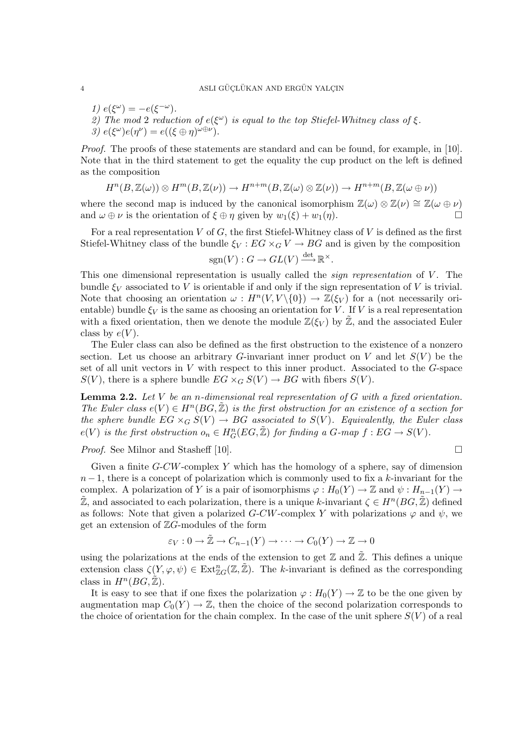*1)* $e(\xi^\omega) = -e(\xi^{-\omega})$.
*2) The mod 2 reduction of* $e(\xi^\omega)$ *is equal to the top Stiefel-Whitney class of* $\xi$.
*3)* $e(\xi^\omega)e(\eta^\nu) = e((\xi \oplus \eta)^{\omega \oplus \nu})$.

*Proof.* The proofs of these statements are standard and can be found, for example, in [10]. Note that in the third statement to get the equality the cup product on the left is defined as the composition

$$H^n(B, \mathbb{Z}(\omega)) \otimes H^m(B, \mathbb{Z}(\nu)) \to H^{n+m}(B, \mathbb{Z}(\omega) \otimes \mathbb{Z}(\nu)) \to H^{n+m}(B, \mathbb{Z}(\omega \oplus \nu))$$

where the second map is induced by the canonical isomorphism $\mathbb{Z}(\omega) \otimes \mathbb{Z}(\nu) \cong \mathbb{Z}(\omega \oplus \nu)$ and $\omega \oplus \nu$ is the orientation of $\xi \oplus \eta$ given by $w_1(\xi) + w_1(\eta)$. $\square$

For a real representation $V$ of $G$, the first Stiefel-Whitney class of $V$ is defined as the first Stiefel-Whitney class of the bundle $\xi_V : EG \times_G V \to BG$ and is given by the composition

$$\mathrm{sgn}(V) : G \to GL(V) \xrightarrow{\det} \mathbb{R}^\times.$$

This one dimensional representation is usually called the *sign representation* of $V$. The bundle $\xi_V$ associated to $V$ is orientable if and only if the sign representation of $V$ is trivial. Note that choosing an orientation $\omega : H^n(V, V \backslash \{0\}) \to \mathbb{Z}(\xi_V)$ for a (not necessarily orientable) bundle $\xi_V$ is the same as choosing an orientation for $V$. If $V$ is a real representation with a fixed orientation, then we denote the module $\mathbb{Z}(\xi_V)$ by $\tilde{\mathbb{Z}}$, and the associated Euler class by $e(V)$.

The Euler class can also be defined as the first obstruction to the existence of a nonzero section. Let us choose an arbitrary $G$-invariant inner product on $V$ and let $S(V)$ be the set of all unit vectors in $V$ with respect to this inner product. Associated to the $G$-space $S(V)$, there is a sphere bundle $EG \times_G S(V) \to BG$ with fibers $S(V)$.

**Lemma 2.2.** *Let $V$ be an $n$-dimensional real representation of $G$ with a fixed orientation. The Euler class $e(V) \in H^n(BG, \tilde{\mathbb{Z}})$ is the first obstruction for an existence of a section for the sphere bundle $EG \times_G S(V) \to BG$ associated to $S(V)$. Equivalently, the Euler class $e(V)$ is the first obstruction $o_n \in H^n_G(EG, \tilde{\mathbb{Z}})$ for finding a $G$-map $f : EG \to S(V)$.*

*Proof.* See Milnor and Stasheff [10]. $\square$

Given a finite $G$-$CW$-complex $Y$ which has the homology of a sphere, say of dimension $n-1$, there is a concept of polarization which is commonly used to fix a $k$-invariant for the complex. A polarization of $Y$ is a pair of isomorphisms $\varphi : H_0(Y) \to \mathbb{Z}$ and $\psi : H_{n-1}(Y) \to \tilde{\mathbb{Z}}$, and associated to each polarization, there is a unique $k$-invariant $\zeta \in H^n(BG, \tilde{\mathbb{Z}})$ defined as follows: Note that given a polarized $G$-$CW$-complex $Y$ with polarizations $\varphi$ and $\psi$, we get an extension of $\mathbb{Z}G$-modules of the form

$$\varepsilon_V : 0 \to \tilde{\mathbb{Z}} \to C_{n-1}(Y) \to \cdots \to C_0(Y) \to \mathbb{Z} \to 0$$

using the polarizations at the ends of the extension to get $\mathbb{Z}$ and $\tilde{\mathbb{Z}}$. This defines a unique extension class $\zeta(Y, \varphi, \psi) \in \mathrm{Ext}^n_{\mathbb{Z}G}(\mathbb{Z}, \tilde{\mathbb{Z}})$. The $k$-invariant is defined as the corresponding class in $H^n(BG, \tilde{\mathbb{Z}})$.

It is easy to see that if one fixes the polarization $\varphi : H_0(Y) \to \mathbb{Z}$ to be the one given by augmentation map $C_0(Y) \to \mathbb{Z}$, then the choice of the second polarization corresponds to the choice of orientation for the chain complex. In the case of the unit sphere $S(V)$ of a real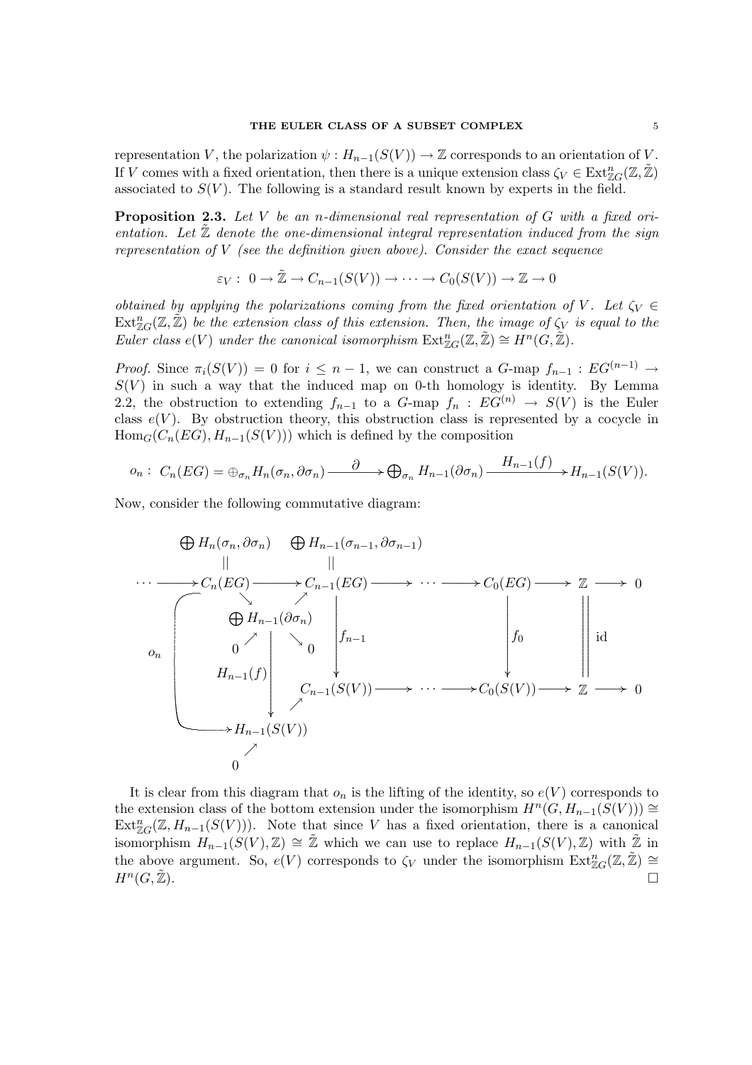representation $V$, the polarization $\psi : H_{n-1}(S(V)) \to \mathbb{Z}$ corresponds to an orientation of $V$. If $V$ comes with a fixed orientation, then there is a unique extension class $\zeta_V \in \operatorname{Ext}^n_{\mathbb{Z}G}(\mathbb{Z}, \tilde{\mathbb{Z}})$ associated to $S(V)$. The following is a standard result known by experts in the field.

**Proposition 2.3.** *Let $V$ be an $n$-dimensional real representation of $G$ with a fixed orientation. Let $\tilde{\mathbb{Z}}$ denote the one-dimensional integral representation induced from the sign representation of $V$ (see the definition given above). Consider the exact sequence*

$$\varepsilon_V : \; 0 \to \tilde{\mathbb{Z}} \to C_{n-1}(S(V)) \to \cdots \to C_0(S(V)) \to \mathbb{Z} \to 0$$

*obtained by applying the polarizations coming from the fixed orientation of $V$. Let $\zeta_V \in \operatorname{Ext}^n_{\mathbb{Z}G}(\mathbb{Z}, \tilde{\mathbb{Z}})$ be the extension class of this extension. Then, the image of $\zeta_V$ is equal to the Euler class $e(V)$ under the canonical isomorphism $\operatorname{Ext}^n_{\mathbb{Z}G}(\mathbb{Z}, \tilde{\mathbb{Z}}) \cong H^n(G, \tilde{\mathbb{Z}})$.*

*Proof.* Since $\pi_i(S(V)) = 0$ for $i \leq n-1$, we can construct a $G$-map $f_{n-1} : EG^{(n-1)} \to S(V)$ in such a way that the induced map on 0-th homology is identity. By Lemma 2.2, the obstruction to extending $f_{n-1}$ to a $G$-map $f_n : EG^{(n)} \to S(V)$ is the Euler class $e(V)$. By obstruction theory, this obstruction class is represented by a cocycle in $\operatorname{Hom}_G(C_n(EG), H_{n-1}(S(V)))$ which is defined by the composition

$$o_n : \; C_n(EG) = \oplus_{\sigma_n} H_n(\sigma_n, \partial\sigma_n) \xrightarrow{\;\;\partial\;\;} \bigoplus_{\sigma_n} H_{n-1}(\partial\sigma_n) \xrightarrow{\;H_{n-1}(f)\;} H_{n-1}(S(V)).$$

Now, consider the following commutative diagram:

$$\begin{array}{ccccccccccc}
 & \bigoplus H_n(\sigma_n, \partial\sigma_n) & & \bigoplus H_{n-1}(\sigma_{n-1}, \partial\sigma_{n-1}) & & & & & & & \\
 & \| & & \| & & & & & & & \\
\cdots \longrightarrow & C_n(EG) & \longrightarrow & C_{n-1}(EG) & \longrightarrow & \cdots & \longrightarrow & C_0(EG) & \longrightarrow & \mathbb{Z} & \longrightarrow 0 \\
 & \searrow & \nearrow & & & & & & & & \\
 & & \bigoplus H_{n-1}(\partial\sigma_n) & \Big\downarrow f_{n-1} & & & & \Big\downarrow f_0 & & \Big\| \, \mathrm{id} & \\
o_n & 0 \nearrow & \Big\downarrow H_{n-1}(f) \quad \searrow 0 & & & & & & & & \\
 & & & C_{n-1}(S(V)) & \longrightarrow & \cdots & \longrightarrow & C_0(S(V)) & \longrightarrow & \mathbb{Z} & \longrightarrow 0 \\
 & & \nearrow & & & & & & & & \\
 & \longrightarrow & H_{n-1}(S(V)) & & & & & & & & \\
 & & \nearrow & & & & & & & & \\
 & & 0 & & & & & & & &
\end{array}$$

It is clear from this diagram that $o_n$ is the lifting of the identity, so $e(V)$ corresponds to the extension class of the bottom extension under the isomorphism $H^n(G, H_{n-1}(S(V))) \cong \operatorname{Ext}^n_{\mathbb{Z}G}(\mathbb{Z}, H_{n-1}(S(V)))$. Note that since $V$ has a fixed orientation, there is a canonical isomorphism $H_{n-1}(S(V), \mathbb{Z}) \cong \tilde{\mathbb{Z}}$ which we can use to replace $H_{n-1}(S(V), \mathbb{Z})$ with $\tilde{\mathbb{Z}}$ in the above argument. So, $e(V)$ corresponds to $\zeta_V$ under the isomorphism $\operatorname{Ext}^n_{\mathbb{Z}G}(\mathbb{Z}, \tilde{\mathbb{Z}}) \cong H^n(G, \tilde{\mathbb{Z}})$. $\square$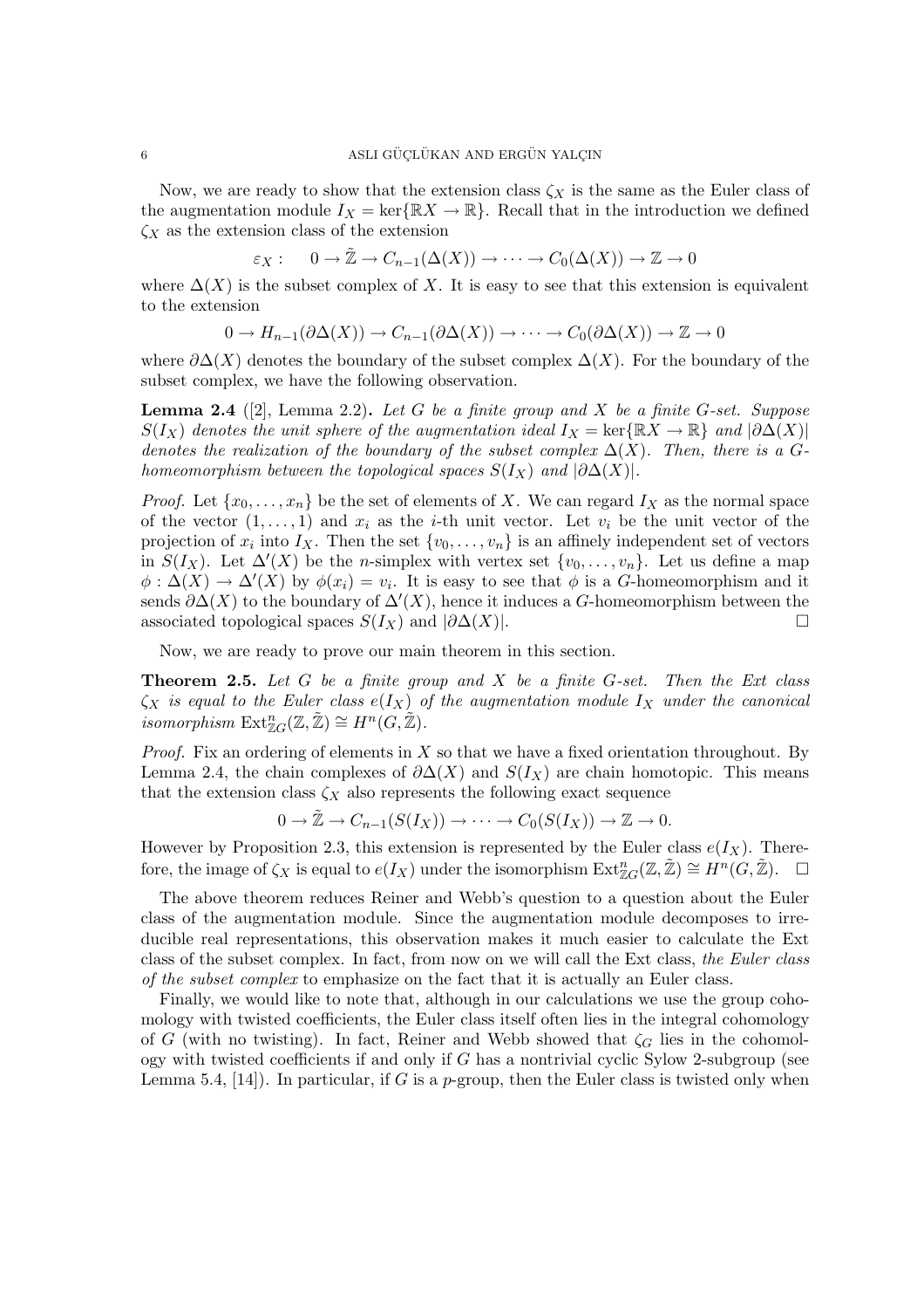Now, we are ready to show that the extension class $\zeta_X$ is the same as the Euler class of the augmentation module $I_X = \ker\{\mathbb{R}X \to \mathbb{R}\}$. Recall that in the introduction we defined $\zeta_X$ as the extension class of the extension

$$\varepsilon_X : \quad 0 \to \tilde{\mathbb{Z}} \to C_{n-1}(\Delta(X)) \to \cdots \to C_0(\Delta(X)) \to \mathbb{Z} \to 0$$

where $\Delta(X)$ is the subset complex of $X$. It is easy to see that this extension is equivalent to the extension

$$0 \to H_{n-1}(\partial\Delta(X)) \to C_{n-1}(\partial\Delta(X)) \to \cdots \to C_0(\partial\Delta(X)) \to \mathbb{Z} \to 0$$

where $\partial\Delta(X)$ denotes the boundary of the subset complex $\Delta(X)$. For the boundary of the subset complex, we have the following observation.

**Lemma 2.4** ([2], Lemma 2.2)**.** *Let $G$ be a finite group and $X$ be a finite $G$-set. Suppose $S(I_X)$ denotes the unit sphere of the augmentation ideal $I_X = \ker\{\mathbb{R}X \to \mathbb{R}\}$ and $|\partial\Delta(X)|$ denotes the realization of the boundary of the subset complex $\Delta(X)$. Then, there is a $G$-homeomorphism between the topological spaces $S(I_X)$ and $|\partial\Delta(X)|$.*

*Proof.* Let $\{x_0, \dots, x_n\}$ be the set of elements of $X$. We can regard $I_X$ as the normal space of the vector $(1, \dots, 1)$ and $x_i$ as the $i$-th unit vector. Let $v_i$ be the unit vector of the projection of $x_i$ into $I_X$. Then the set $\{v_0, \dots, v_n\}$ is an affinely independent set of vectors in $S(I_X)$. Let $\Delta'(X)$ be the $n$-simplex with vertex set $\{v_0, \dots, v_n\}$. Let us define a map $\phi : \Delta(X) \to \Delta'(X)$ by $\phi(x_i) = v_i$. It is easy to see that $\phi$ is a $G$-homeomorphism and it sends $\partial\Delta(X)$ to the boundary of $\Delta'(X)$, hence it induces a $G$-homeomorphism between the associated topological spaces $S(I_X)$ and $|\partial\Delta(X)|$. □

Now, we are ready to prove our main theorem in this section.

**Theorem 2.5.** *Let $G$ be a finite group and $X$ be a finite $G$-set. Then the Ext class $\zeta_X$ is equal to the Euler class $e(I_X)$ of the augmentation module $I_X$ under the canonical isomorphism $\mathrm{Ext}^n_{\mathbb{Z}G}(\mathbb{Z}, \tilde{\mathbb{Z}}) \cong H^n(G, \tilde{\mathbb{Z}})$.*

*Proof.* Fix an ordering of elements in $X$ so that we have a fixed orientation throughout. By Lemma 2.4, the chain complexes of $\partial\Delta(X)$ and $S(I_X)$ are chain homotopic. This means that the extension class $\zeta_X$ also represents the following exact sequence

$$0 \to \tilde{\mathbb{Z}} \to C_{n-1}(S(I_X)) \to \cdots \to C_0(S(I_X)) \to \mathbb{Z} \to 0.$$

However by Proposition 2.3, this extension is represented by the Euler class $e(I_X)$. Therefore, the image of $\zeta_X$ is equal to $e(I_X)$ under the isomorphism $\mathrm{Ext}^n_{\mathbb{Z}G}(\mathbb{Z}, \tilde{\mathbb{Z}}) \cong H^n(G, \tilde{\mathbb{Z}})$. □

The above theorem reduces Reiner and Webb's question to a question about the Euler class of the augmentation module. Since the augmentation module decomposes to irreducible real representations, this observation makes it much easier to calculate the Ext class of the subset complex. In fact, from now on we will call the Ext class, *the Euler class of the subset complex* to emphasize on the fact that it is actually an Euler class.

Finally, we would like to note that, although in our calculations we use the group cohomology with twisted coefficients, the Euler class itself often lies in the integral cohomology of $G$ (with no twisting). In fact, Reiner and Webb showed that $\zeta_G$ lies in the cohomology with twisted coefficients if and only if $G$ has a nontrivial cyclic Sylow 2-subgroup (see Lemma 5.4, [14]). In particular, if $G$ is a $p$-group, then the Euler class is twisted only when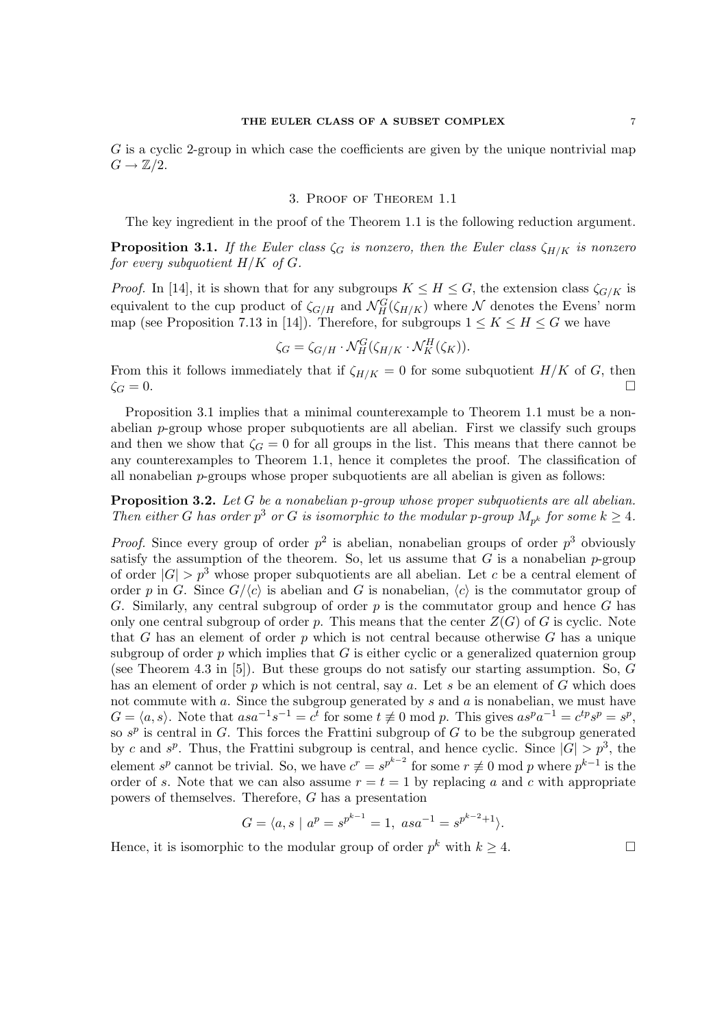$G$ is a cyclic 2-group in which case the coefficients are given by the unique nontrivial map $G \to \mathbb{Z}/2$.

## 3. Proof of Theorem 1.1

The key ingredient in the proof of the Theorem 1.1 is the following reduction argument.

**Proposition 3.1.** *If the Euler class $\zeta_G$ is nonzero, then the Euler class $\zeta_{H/K}$ is nonzero for every subquotient $H/K$ of $G$.*

*Proof.* In [14], it is shown that for any subgroups $K \leq H \leq G$, the extension class $\zeta_{G/K}$ is equivalent to the cup product of $\zeta_{G/H}$ and $\mathcal{N}_H^G(\zeta_{H/K})$ where $\mathcal{N}$ denotes the Evens' norm map (see Proposition 7.13 in [14]). Therefore, for subgroups $1 \leq K \leq H \leq G$ we have

$$\zeta_G = \zeta_{G/H} \cdot \mathcal{N}_H^G(\zeta_{H/K} \cdot \mathcal{N}_K^H(\zeta_K)).$$

From this it follows immediately that if $\zeta_{H/K} = 0$ for some subquotient $H/K$ of $G$, then $\zeta_G = 0$. $\square$

Proposition 3.1 implies that a minimal counterexample to Theorem 1.1 must be a nonabelian $p$-group whose proper subquotients are all abelian. First we classify such groups and then we show that $\zeta_G = 0$ for all groups in the list. This means that there cannot be any counterexamples to Theorem 1.1, hence it completes the proof. The classification of all nonabelian $p$-groups whose proper subquotients are all abelian is given as follows:

**Proposition 3.2.** *Let $G$ be a nonabelian $p$-group whose proper subquotients are all abelian. Then either $G$ has order $p^3$ or $G$ is isomorphic to the modular $p$-group $M_{p^k}$ for some $k \geq 4$.*

*Proof.* Since every group of order $p^2$ is abelian, nonabelian groups of order $p^3$ obviously satisfy the assumption of the theorem. So, let us assume that $G$ is a nonabelian $p$-group of order $|G| > p^3$ whose proper subquotients are all abelian. Let $c$ be a central element of order $p$ in $G$. Since $G/\langle c \rangle$ is abelian and $G$ is nonabelian, $\langle c \rangle$ is the commutator group of $G$. Similarly, any central subgroup of order $p$ is the commutator group and hence $G$ has only one central subgroup of order $p$. This means that the center $Z(G)$ of $G$ is cyclic. Note that $G$ has an element of order $p$ which is not central because otherwise $G$ has a unique subgroup of order $p$ which implies that $G$ is either cyclic or a generalized quaternion group (see Theorem 4.3 in [5]). But these groups do not satisfy our starting assumption. So, $G$ has an element of order $p$ which is not central, say $a$. Let $s$ be an element of $G$ which does not commute with $a$. Since the subgroup generated by $s$ and $a$ is nonabelian, we must have $G = \langle a, s \rangle$. Note that $asa^{-1}s^{-1} = c^t$ for some $t \not\equiv 0 \bmod p$. This gives $as^pa^{-1} = c^{tp}s^p = s^p$, so $s^p$ is central in $G$. This forces the Frattini subgroup of $G$ to be the subgroup generated by $c$ and $s^p$. Thus, the Frattini subgroup is central, and hence cyclic. Since $|G| > p^3$, the element $s^p$ cannot be trivial. So, we have $c^r = s^{p^{k-2}}$ for some $r \not\equiv 0 \bmod p$ where $p^{k-1}$ is the order of $s$. Note that we can also assume $r = t = 1$ by replacing $a$ and $c$ with appropriate powers of themselves. Therefore, $G$ has a presentation

$$G = \langle a, s \mid a^p = s^{p^{k-1}} = 1, \ asa^{-1} = s^{p^{k-2}+1} \rangle.$$

Hence, it is isomorphic to the modular group of order $p^k$ with $k \geq 4$. $\square$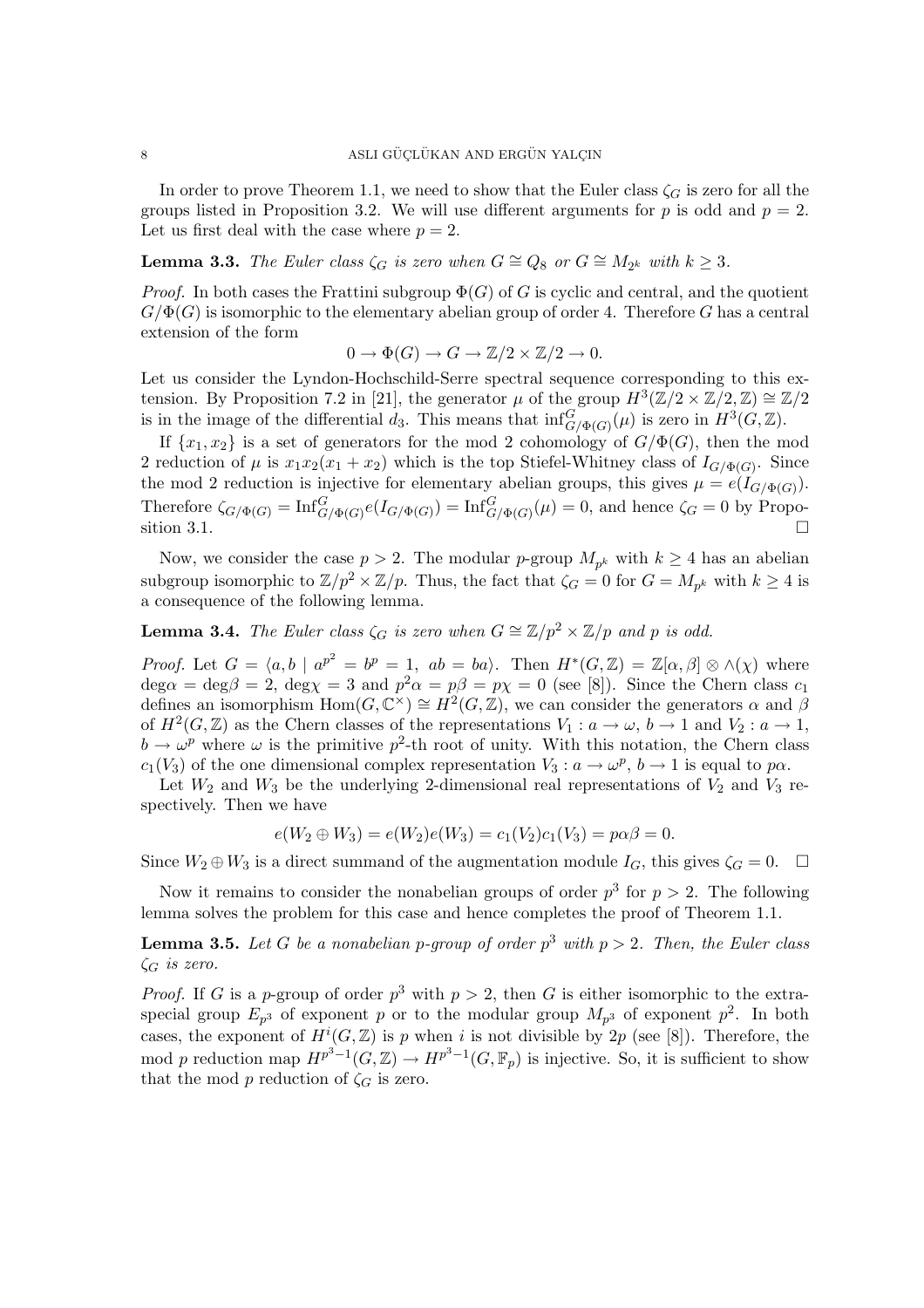In order to prove Theorem 1.1, we need to show that the Euler class $\zeta_G$ is zero for all the groups listed in Proposition 3.2. We will use different arguments for $p$ is odd and $p = 2$. Let us first deal with the case where $p = 2$.

**Lemma 3.3.** *The Euler class $\zeta_G$ is zero when $G \cong Q_8$ or $G \cong M_{2^k}$ with $k \geq 3$.*

*Proof.* In both cases the Frattini subgroup $\Phi(G)$ of $G$ is cyclic and central, and the quotient $G/\Phi(G)$ is isomorphic to the elementary abelian group of order 4. Therefore $G$ has a central extension of the form

$$0 \to \Phi(G) \to G \to \mathbb{Z}/2 \times \mathbb{Z}/2 \to 0.$$

Let us consider the Lyndon-Hochschild-Serre spectral sequence corresponding to this extension. By Proposition 7.2 in [21], the generator $\mu$ of the group $H^3(\mathbb{Z}/2 \times \mathbb{Z}/2, \mathbb{Z}) \cong \mathbb{Z}/2$ is in the image of the differential $d_3$. This means that $\inf^G_{G/\Phi(G)}(\mu)$ is zero in $H^3(G, \mathbb{Z})$.

If $\{x_1, x_2\}$ is a set of generators for the mod 2 cohomology of $G/\Phi(G)$, then the mod 2 reduction of $\mu$ is $x_1 x_2(x_1 + x_2)$ which is the top Stiefel-Whitney class of $I_{G/\Phi(G)}$. Since the mod 2 reduction is injective for elementary abelian groups, this gives $\mu = e(I_{G/\Phi(G)})$. Therefore $\zeta_{G/\Phi(G)} = \mathrm{Inf}^G_{G/\Phi(G)} e(I_{G/\Phi(G)}) = \mathrm{Inf}^G_{G/\Phi(G)}(\mu) = 0$, and hence $\zeta_G = 0$ by Proposition 3.1. $\square$

Now, we consider the case $p > 2$. The modular $p$-group $M_{p^k}$ with $k \geq 4$ has an abelian subgroup isomorphic to $\mathbb{Z}/p^2 \times \mathbb{Z}/p$. Thus, the fact that $\zeta_G = 0$ for $G = M_{p^k}$ with $k \geq 4$ is a consequence of the following lemma.

**Lemma 3.4.** *The Euler class $\zeta_G$ is zero when $G \cong \mathbb{Z}/p^2 \times \mathbb{Z}/p$ and $p$ is odd.*

*Proof.* Let $G = \langle a, b \mid a^{p^2} = b^p = 1,\ ab = ba \rangle$. Then $H^*(G, \mathbb{Z}) = \mathbb{Z}[\alpha, \beta] \otimes \wedge(\chi)$ where $\deg\alpha = \deg\beta = 2$, $\deg\chi = 3$ and $p^2\alpha = p\beta = p\chi = 0$ (see [8]). Since the Chern class $c_1$ defines an isomorphism $\mathrm{Hom}(G, \mathbb{C}^\times) \cong H^2(G, \mathbb{Z})$, we can consider the generators $\alpha$ and $\beta$ of $H^2(G, \mathbb{Z})$ as the Chern classes of the representations $V_1 : a \to \omega$, $b \to 1$ and $V_2 : a \to 1$, $b \to \omega^p$ where $\omega$ is the primitive $p^2$-th root of unity. With this notation, the Chern class $c_1(V_3)$ of the one dimensional complex representation $V_3 : a \to \omega^p$, $b \to 1$ is equal to $p\alpha$.

Let $W_2$ and $W_3$ be the underlying 2-dimensional real representations of $V_2$ and $V_3$ respectively. Then we have

$$e(W_2 \oplus W_3) = e(W_2)e(W_3) = c_1(V_2)c_1(V_3) = p\alpha\beta = 0.$$

Since $W_2 \oplus W_3$ is a direct summand of the augmentation module $I_G$, this gives $\zeta_G = 0$. $\square$

Now it remains to consider the nonabelian groups of order $p^3$ for $p > 2$. The following lemma solves the problem for this case and hence completes the proof of Theorem 1.1.

**Lemma 3.5.** *Let $G$ be a nonabelian $p$-group of order $p^3$ with $p > 2$. Then, the Euler class $\zeta_G$ is zero.*

*Proof.* If $G$ is a $p$-group of order $p^3$ with $p > 2$, then $G$ is either isomorphic to the extraspecial group $E_{p^3}$ of exponent $p$ or to the modular group $M_{p^3}$ of exponent $p^2$. In both cases, the exponent of $H^i(G, \mathbb{Z})$ is $p$ when $i$ is not divisible by $2p$ (see [8]). Therefore, the mod $p$ reduction map $H^{p^3-1}(G, \mathbb{Z}) \to H^{p^3-1}(G, \mathbb{F}_p)$ is injective. So, it is sufficient to show that the mod $p$ reduction of $\zeta_G$ is zero.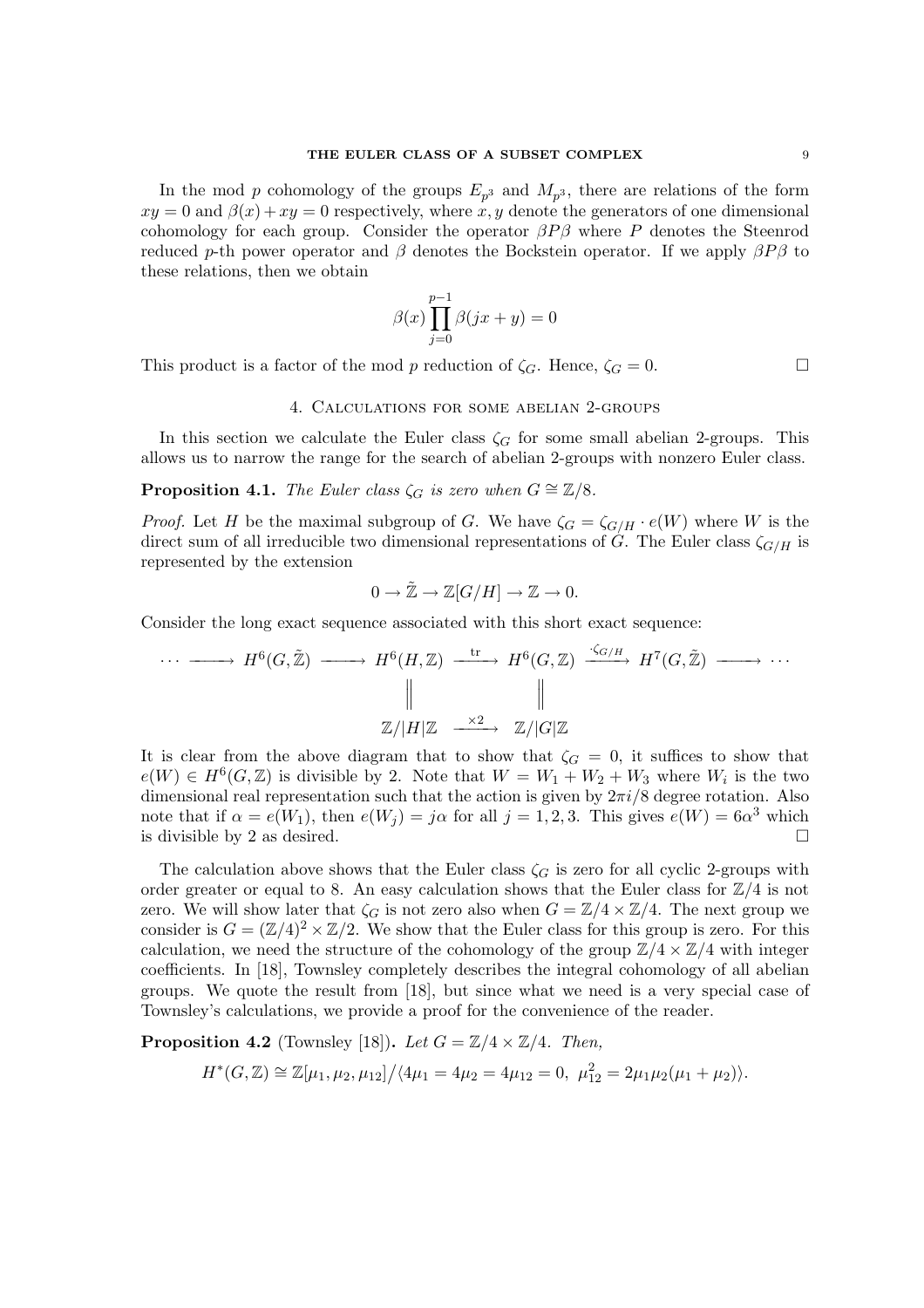In the mod $p$ cohomology of the groups $E_{p^3}$ and $M_{p^3}$, there are relations of the form $xy = 0$ and $\beta(x) + xy = 0$ respectively, where $x, y$ denote the generators of one dimensional cohomology for each group. Consider the operator $\beta P \beta$ where $P$ denotes the Steenrod reduced $p$-th power operator and $\beta$ denotes the Bockstein operator. If we apply $\beta P \beta$ to these relations, then we obtain

$$\beta(x) \prod_{j=0}^{p-1} \beta(jx + y) = 0$$

This product is a factor of the mod $p$ reduction of $\zeta_G$. Hence, $\zeta_G = 0$. □

## 4. Calculations for some abelian 2-groups

In this section we calculate the Euler class $\zeta_G$ for some small abelian 2-groups. This allows us to narrow the range for the search of abelian 2-groups with nonzero Euler class.

**Proposition 4.1.** *The Euler class $\zeta_G$ is zero when $G \cong \mathbb{Z}/8$.*

*Proof.* Let $H$ be the maximal subgroup of $G$. We have $\zeta_G = \zeta_{G/H} \cdot e(W)$ where $W$ is the direct sum of all irreducible two dimensional representations of $G$. The Euler class $\zeta_{G/H}$ is represented by the extension

$$0 \to \tilde{\mathbb{Z}} \to \mathbb{Z}[G/H] \to \mathbb{Z} \to 0.$$

Consider the long exact sequence associated with this short exact sequence:

$$\begin{array}{ccccccccc} \cdots \longrightarrow & H^6(G, \tilde{\mathbb{Z}}) & \longrightarrow & H^6(H, \mathbb{Z}) & \xrightarrow{\text{tr}} & H^6(G, \mathbb{Z}) & \xrightarrow{\cdot \zeta_{G/H}} & H^7(G, \tilde{\mathbb{Z}}) & \longrightarrow \cdots \\ & & & \| & & \| & & & \\ & & & \mathbb{Z}/|H|\mathbb{Z} & \xrightarrow{\times 2} & \mathbb{Z}/|G|\mathbb{Z} & & & \end{array}$$

It is clear from the above diagram that to show that $\zeta_G = 0$, it suffices to show that $e(W) \in H^6(G, \mathbb{Z})$ is divisible by 2. Note that $W = W_1 + W_2 + W_3$ where $W_i$ is the two dimensional real representation such that the action is given by $2\pi i/8$ degree rotation. Also note that if $\alpha = e(W_1)$, then $e(W_j) = j\alpha$ for all $j = 1, 2, 3$. This gives $e(W) = 6\alpha^3$ which is divisible by 2 as desired. □

The calculation above shows that the Euler class $\zeta_G$ is zero for all cyclic 2-groups with order greater or equal to 8. An easy calculation shows that the Euler class for $\mathbb{Z}/4$ is not zero. We will show later that $\zeta_G$ is not zero also when $G = \mathbb{Z}/4 \times \mathbb{Z}/4$. The next group we consider is $G = (\mathbb{Z}/4)^2 \times \mathbb{Z}/2$. We show that the Euler class for this group is zero. For this calculation, we need the structure of the cohomology of the group $\mathbb{Z}/4 \times \mathbb{Z}/4$ with integer coefficients. In [18], Townsley completely describes the integral cohomology of all abelian groups. We quote the result from [18], but since what we need is a very special case of Townsley's calculations, we provide a proof for the convenience of the reader.

**Proposition 4.2** (Townsley [18])**.** *Let $G = \mathbb{Z}/4 \times \mathbb{Z}/4$. Then,*

$$H^*(G, \mathbb{Z}) \cong \mathbb{Z}[\mu_1, \mu_2, \mu_{12}]/\langle 4\mu_1 = 4\mu_2 = 4\mu_{12} = 0,\ \mu_{12}^2 = 2\mu_1\mu_2(\mu_1 + \mu_2)\rangle.$$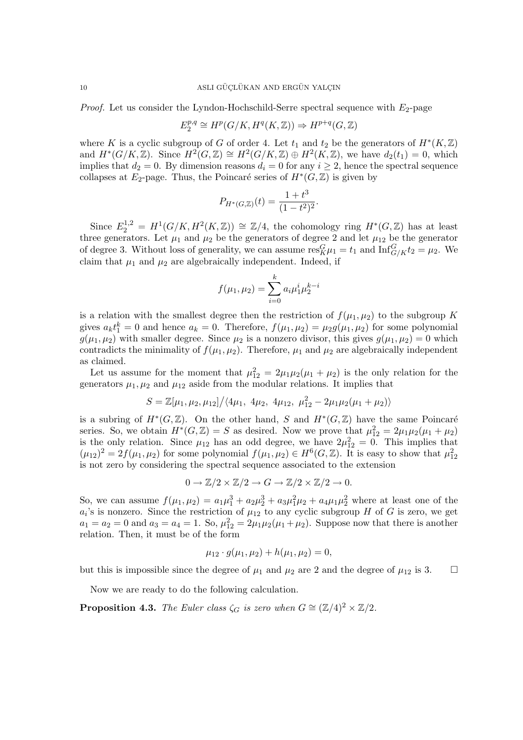*Proof.* Let us consider the Lyndon-Hochschild-Serre spectral sequence with $E_2$-page

$$E_2^{p,q} \cong H^p(G/K, H^q(K,\mathbb{Z})) \Rightarrow H^{p+q}(G,\mathbb{Z})$$

where $K$ is a cyclic subgroup of $G$ of order 4. Let $t_1$ and $t_2$ be the generators of $H^*(K,\mathbb{Z})$ and $H^*(G/K,\mathbb{Z})$. Since $H^2(G,\mathbb{Z}) \cong H^2(G/K,\mathbb{Z}) \oplus H^2(K,\mathbb{Z})$, we have $d_2(t_1) = 0$, which implies that $d_2 = 0$. By dimension reasons $d_i = 0$ for any $i \geq 2$, hence the spectral sequence collapses at $E_2$-page. Thus, the Poincaré series of $H^*(G,\mathbb{Z})$ is given by

$$P_{H^*(G,\mathbb{Z})}(t) = \frac{1+t^3}{(1-t^2)^2}.$$

Since $E_2^{1,2} = H^1(G/K, H^2(K,\mathbb{Z})) \cong \mathbb{Z}/4$, the cohomology ring $H^*(G,\mathbb{Z})$ has at least three generators. Let $\mu_1$ and $\mu_2$ be the generators of degree 2 and let $\mu_{12}$ be the generator of degree 3. Without loss of generality, we can assume $\mathrm{res}^G_K \mu_1 = t_1$ and $\mathrm{Inf}^G_{G/K} t_2 = \mu_2$. We claim that $\mu_1$ and $\mu_2$ are algebraically independent. Indeed, if

$$f(\mu_1,\mu_2) = \sum_{i=0}^{k} a_i \mu_1^i \mu_2^{k-i}$$

is a relation with the smallest degree then the restriction of $f(\mu_1,\mu_2)$ to the subgroup $K$ gives $a_k t_1^k = 0$ and hence $a_k = 0$. Therefore, $f(\mu_1,\mu_2) = \mu_2 g(\mu_1,\mu_2)$ for some polynomial $g(\mu_1,\mu_2)$ with smaller degree. Since $\mu_2$ is a nonzero divisor, this gives $g(\mu_1,\mu_2) = 0$ which contradicts the minimality of $f(\mu_1,\mu_2)$. Therefore, $\mu_1$ and $\mu_2$ are algebraically independent as claimed.

Let us assume for the moment that $\mu_{12}^2 = 2\mu_1\mu_2(\mu_1+\mu_2)$ is the only relation for the generators $\mu_1, \mu_2$ and $\mu_{12}$ aside from the modular relations. It implies that

$$S = \mathbb{Z}[\mu_1,\mu_2,\mu_{12}] \big/ \langle 4\mu_1,\ 4\mu_2,\ 4\mu_{12},\ \mu_{12}^2 - 2\mu_1\mu_2(\mu_1+\mu_2)\rangle$$

is a subring of $H^*(G,\mathbb{Z})$. On the other hand, $S$ and $H^*(G,\mathbb{Z})$ have the same Poincaré series. So, we obtain $H^*(G,\mathbb{Z}) = S$ as desired. Now we prove that $\mu_{12}^2 = 2\mu_1\mu_2(\mu_1+\mu_2)$ is the only relation. Since $\mu_{12}$ has an odd degree, we have $2\mu_{12}^2 = 0$. This implies that $(\mu_{12})^2 = 2f(\mu_1,\mu_2)$ for some polynomial $f(\mu_1,\mu_2) \in H^6(G,\mathbb{Z})$. It is easy to show that $\mu_{12}^2$ is not zero by considering the spectral sequence associated to the extension

$$0 \to \mathbb{Z}/2 \times \mathbb{Z}/2 \to G \to \mathbb{Z}/2 \times \mathbb{Z}/2 \to 0.$$

So, we can assume $f(\mu_1,\mu_2) = a_1\mu_1^3 + a_2\mu_2^3 + a_3\mu_1^2\mu_2 + a_4\mu_1\mu_2^2$ where at least one of the $a_i$'s is nonzero. Since the restriction of $\mu_{12}$ to any cyclic subgroup $H$ of $G$ is zero, we get $a_1 = a_2 = 0$ and $a_3 = a_4 = 1$. So, $\mu_{12}^2 = 2\mu_1\mu_2(\mu_1+\mu_2)$. Suppose now that there is another relation. Then, it must be of the form

$$\mu_{12} \cdot g(\mu_1,\mu_2) + h(\mu_1,\mu_2) = 0,$$

but this is impossible since the degree of $\mu_1$ and $\mu_2$ are 2 and the degree of $\mu_{12}$ is 3. $\square$

Now we are ready to do the following calculation.

**Proposition 4.3.** *The Euler class $\zeta_G$ is zero when $G \cong (\mathbb{Z}/4)^2 \times \mathbb{Z}/2$.*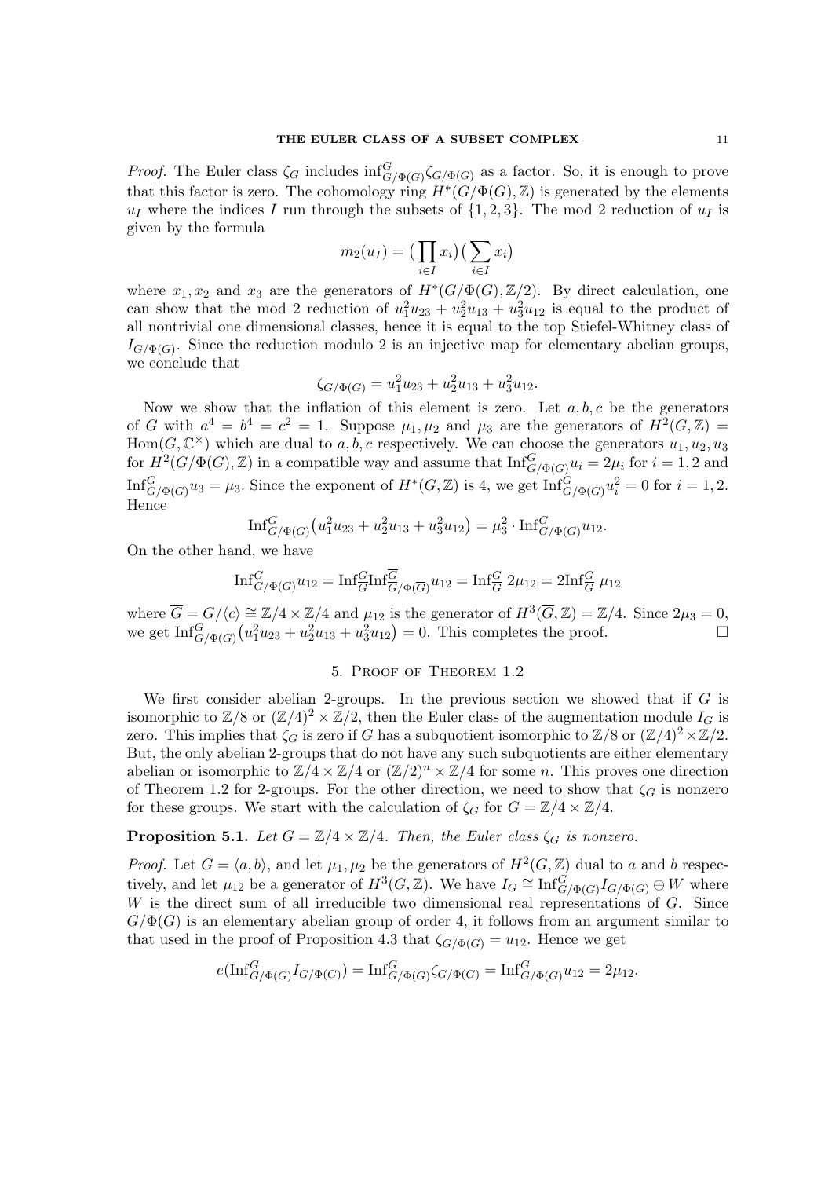*Proof.* The Euler class $\zeta_G$ includes $\inf^G_{G/\Phi(G)}\zeta_{G/\Phi(G)}$ as a factor. So, it is enough to prove that this factor is zero. The cohomology ring $H^*(G/\Phi(G),\mathbb{Z})$ is generated by the elements $u_I$ where the indices $I$ run through the subsets of $\{1,2,3\}$. The mod 2 reduction of $u_I$ is given by the formula

$$m_2(u_I) = \big(\prod_{i\in I} x_i\big)\big(\sum_{i\in I} x_i\big)$$

where $x_1, x_2$ and $x_3$ are the generators of $H^*(G/\Phi(G),\mathbb{Z}/2)$. By direct calculation, one can show that the mod 2 reduction of $u_1^2u_{23} + u_2^2u_{13} + u_3^2u_{12}$ is equal to the product of all nontrivial one dimensional classes, hence it is equal to the top Stiefel-Whitney class of $I_{G/\Phi(G)}$. Since the reduction modulo 2 is an injective map for elementary abelian groups, we conclude that

$$\zeta_{G/\Phi(G)} = u_1^2u_{23} + u_2^2u_{13} + u_3^2u_{12}.$$

Now we show that the inflation of this element is zero. Let $a, b, c$ be the generators of $G$ with $a^4 = b^4 = c^2 = 1$. Suppose $\mu_1, \mu_2$ and $\mu_3$ are the generators of $H^2(G,\mathbb{Z}) = \mathrm{Hom}(G,\mathbb{C}^\times)$ which are dual to $a, b, c$ respectively. We can choose the generators $u_1, u_2, u_3$ for $H^2(G/\Phi(G),\mathbb{Z})$ in a compatible way and assume that $\mathrm{Inf}^G_{G/\Phi(G)}u_i = 2\mu_i$ for $i = 1, 2$ and $\mathrm{Inf}^G_{G/\Phi(G)}u_3 = \mu_3$. Since the exponent of $H^*(G,\mathbb{Z})$ is 4, we get $\mathrm{Inf}^G_{G/\Phi(G)}u_i^2 = 0$ for $i = 1, 2$. Hence

$$\mathrm{Inf}^G_{G/\Phi(G)}\big(u_1^2u_{23} + u_2^2u_{13} + u_3^2u_{12}\big) = \mu_3^2 \cdot \mathrm{Inf}^G_{G/\Phi(G)}u_{12}.$$

On the other hand, we have

$$\mathrm{Inf}^G_{G/\Phi(G)}u_{12} = \mathrm{Inf}^G_{\overline{G}}\mathrm{Inf}^{\overline{G}}_{\overline{G}/\Phi(\overline{G})}u_{12} = \mathrm{Inf}^G_{\overline{G}}\, 2\mu_{12} = 2\mathrm{Inf}^G_{\overline{G}}\, \mu_{12}$$

where $\overline{G} = G/\langle c\rangle \cong \mathbb{Z}/4\times\mathbb{Z}/4$ and $\mu_{12}$ is the generator of $H^3(\overline{G},\mathbb{Z}) = \mathbb{Z}/4$. Since $2\mu_3 = 0$, we get $\mathrm{Inf}^G_{G/\Phi(G)}\big(u_1^2u_{23} + u_2^2u_{13} + u_3^2u_{12}\big) = 0$. This completes the proof. □

## 5. Proof of Theorem 1.2

We first consider abelian 2-groups. In the previous section we showed that if $G$ is isomorphic to $\mathbb{Z}/8$ or $(\mathbb{Z}/4)^2\times\mathbb{Z}/2$, then the Euler class of the augmentation module $I_G$ is zero. This implies that $\zeta_G$ is zero if $G$ has a subquotient isomorphic to $\mathbb{Z}/8$ or $(\mathbb{Z}/4)^2\times\mathbb{Z}/2$. But, the only abelian 2-groups that do not have any such subquotients are either elementary abelian or isomorphic to $\mathbb{Z}/4\times\mathbb{Z}/4$ or $(\mathbb{Z}/2)^n\times\mathbb{Z}/4$ for some $n$. This proves one direction of Theorem 1.2 for 2-groups. For the other direction, we need to show that $\zeta_G$ is nonzero for these groups. We start with the calculation of $\zeta_G$ for $G = \mathbb{Z}/4\times\mathbb{Z}/4$.

**Proposition 5.1.** *Let $G = \mathbb{Z}/4\times\mathbb{Z}/4$. Then, the Euler class $\zeta_G$ is nonzero.*

*Proof.* Let $G = \langle a, b\rangle$, and let $\mu_1, \mu_2$ be the generators of $H^2(G,\mathbb{Z})$ dual to $a$ and $b$ respectively, and let $\mu_{12}$ be a generator of $H^3(G,\mathbb{Z})$. We have $I_G \cong \mathrm{Inf}^G_{G/\Phi(G)}I_{G/\Phi(G)}\oplus W$ where $W$ is the direct sum of all irreducible two dimensional real representations of $G$. Since $G/\Phi(G)$ is an elementary abelian group of order 4, it follows from an argument similar to that used in the proof of Proposition 4.3 that $\zeta_{G/\Phi(G)} = u_{12}$. Hence we get

$$e(\mathrm{Inf}^G_{G/\Phi(G)}I_{G/\Phi(G)}) = \mathrm{Inf}^G_{G/\Phi(G)}\zeta_{G/\Phi(G)} = \mathrm{Inf}^G_{G/\Phi(G)}u_{12} = 2\mu_{12}.$$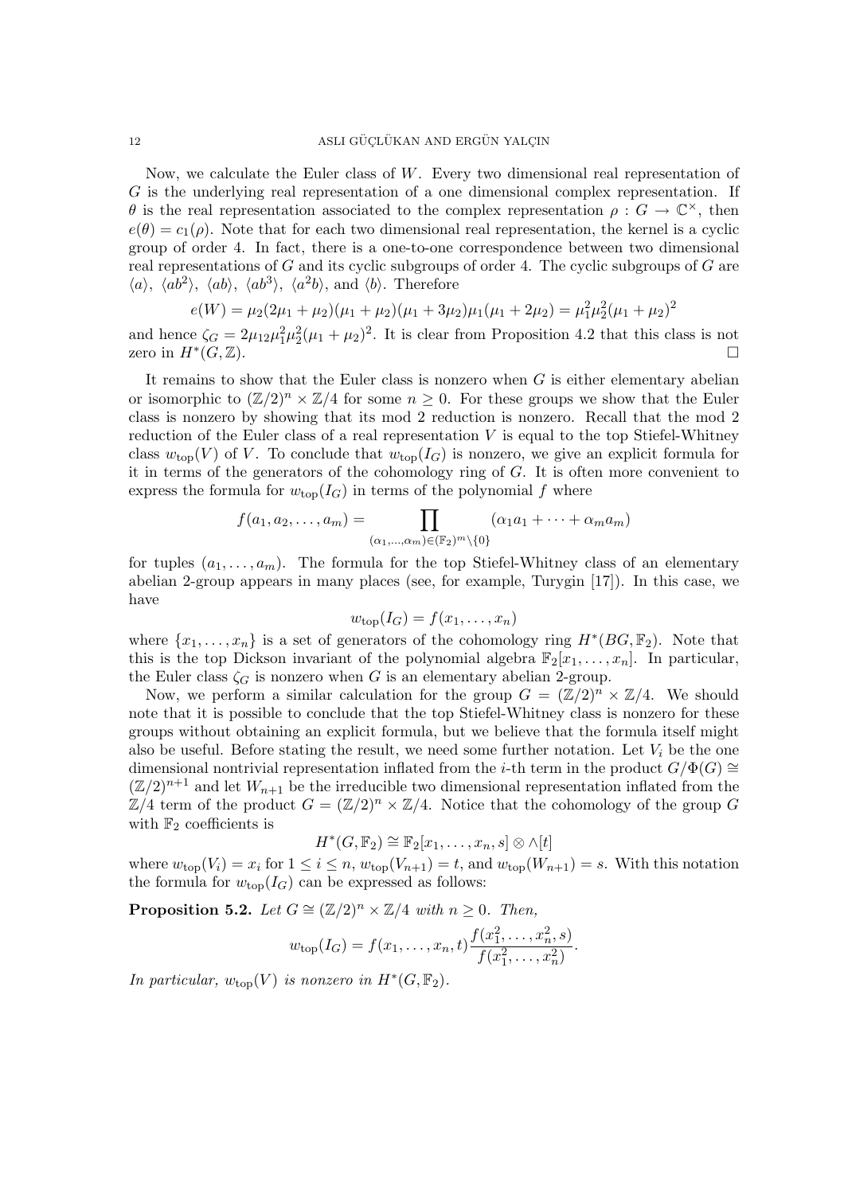Now, we calculate the Euler class of $W$. Every two dimensional real representation of $G$ is the underlying real representation of a one dimensional complex representation. If $\theta$ is the real representation associated to the complex representation $\rho : G \to \mathbb{C}^\times$, then $e(\theta) = c_1(\rho)$. Note that for each two dimensional real representation, the kernel is a cyclic group of order 4. In fact, there is a one-to-one correspondence between two dimensional real representations of $G$ and its cyclic subgroups of order 4. The cyclic subgroups of $G$ are $\langle a \rangle$, $\langle ab^2 \rangle$, $\langle ab \rangle$, $\langle ab^3 \rangle$, $\langle a^2 b \rangle$, and $\langle b \rangle$. Therefore

$$e(W) = \mu_2(2\mu_1 + \mu_2)(\mu_1 + \mu_2)(\mu_1 + 3\mu_2)\mu_1(\mu_1 + 2\mu_2) = \mu_1^2\mu_2^2(\mu_1 + \mu_2)^2$$

and hence $\zeta_G = 2\mu_{12}\mu_1^2\mu_2^2(\mu_1 + \mu_2)^2$. It is clear from Proposition 4.2 that this class is not zero in $H^*(G, \mathbb{Z})$. □

It remains to show that the Euler class is nonzero when $G$ is either elementary abelian or isomorphic to $(\mathbb{Z}/2)^n \times \mathbb{Z}/4$ for some $n \geq 0$. For these groups we show that the Euler class is nonzero by showing that its mod 2 reduction is nonzero. Recall that the mod 2 reduction of the Euler class of a real representation $V$ is equal to the top Stiefel-Whitney class $w_{\mathrm{top}}(V)$ of $V$. To conclude that $w_{\mathrm{top}}(I_G)$ is nonzero, we give an explicit formula for it in terms of the generators of the cohomology ring of $G$. It is often more convenient to express the formula for $w_{\mathrm{top}}(I_G)$ in terms of the polynomial $f$ where

$$f(a_1, a_2, \dots, a_m) = \prod_{(\alpha_1, \dots, \alpha_m) \in (\mathbb{F}_2)^m \setminus \{0\}} (\alpha_1 a_1 + \cdots + \alpha_m a_m)$$

for tuples $(a_1, \dots, a_m)$. The formula for the top Stiefel-Whitney class of an elementary abelian 2-group appears in many places (see, for example, Turygin [17]). In this case, we have

$$w_{\mathrm{top}}(I_G) = f(x_1, \dots, x_n)$$

where $\{x_1, \dots, x_n\}$ is a set of generators of the cohomology ring $H^*(BG, \mathbb{F}_2)$. Note that this is the top Dickson invariant of the polynomial algebra $\mathbb{F}_2[x_1, \dots, x_n]$. In particular, the Euler class $\zeta_G$ is nonzero when $G$ is an elementary abelian 2-group.

Now, we perform a similar calculation for the group $G = (\mathbb{Z}/2)^n \times \mathbb{Z}/4$. We should note that it is possible to conclude that the top Stiefel-Whitney class is nonzero for these groups without obtaining an explicit formula, but we believe that the formula itself might also be useful. Before stating the result, we need some further notation. Let $V_i$ be the one dimensional nontrivial representation inflated from the $i$-th term in the product $G/\Phi(G) \cong (\mathbb{Z}/2)^{n+1}$ and let $W_{n+1}$ be the irreducible two dimensional representation inflated from the $\mathbb{Z}/4$ term of the product $G = (\mathbb{Z}/2)^n \times \mathbb{Z}/4$. Notice that the cohomology of the group $G$ with $\mathbb{F}_2$ coefficients is

$$H^*(G, \mathbb{F}_2) \cong \mathbb{F}_2[x_1, \dots, x_n, s] \otimes \wedge[t]$$

where $w_{\mathrm{top}}(V_i) = x_i$ for $1 \leq i \leq n$, $w_{\mathrm{top}}(V_{n+1}) = t$, and $w_{\mathrm{top}}(W_{n+1}) = s$. With this notation the formula for $w_{\mathrm{top}}(I_G)$ can be expressed as follows:

**Proposition 5.2.** *Let $G \cong (\mathbb{Z}/2)^n \times \mathbb{Z}/4$ with $n \geq 0$. Then,*

$$w_{\mathrm{top}}(I_G) = f(x_1, \dots, x_n, t)\frac{f(x_1^2, \dots, x_n^2, s)}{f(x_1^2, \dots, x_n^2)}.$$

*In particular, $w_{\mathrm{top}}(V)$ is nonzero in $H^*(G, \mathbb{F}_2)$.*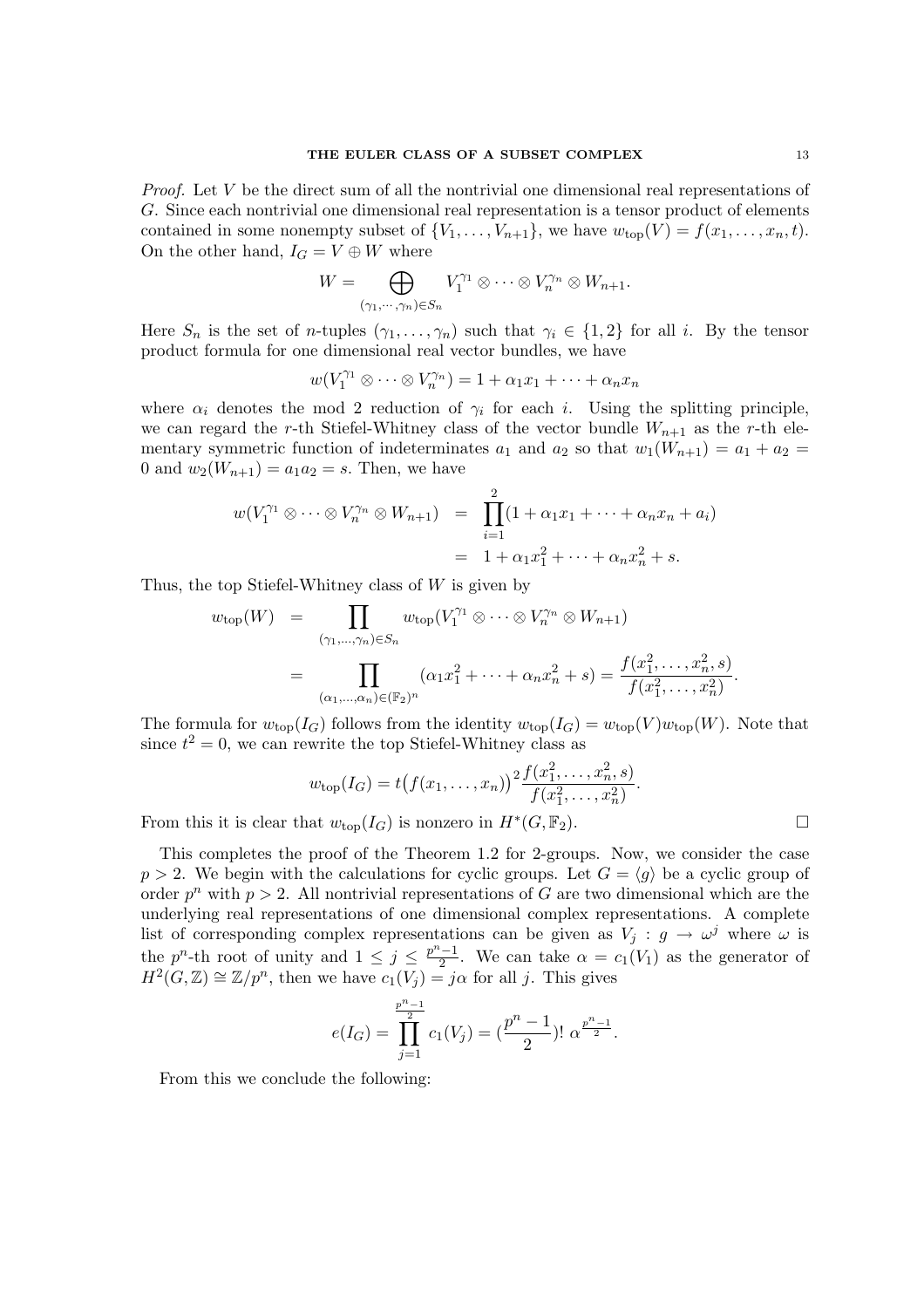*Proof.* Let $V$ be the direct sum of all the nontrivial one dimensional real representations of $G$. Since each nontrivial one dimensional real representation is a tensor product of elements contained in some nonempty subset of $\{V_1, \dots, V_{n+1}\}$, we have $w_{\mathrm{top}}(V) = f(x_1, \dots, x_n, t)$. On the other hand, $I_G = V \oplus W$ where

$$W = \bigoplus_{(\gamma_1, \cdots, \gamma_n) \in S_n} V_1^{\gamma_1} \otimes \cdots \otimes V_n^{\gamma_n} \otimes W_{n+1}.$$

Here $S_n$ is the set of $n$-tuples $(\gamma_1, \dots, \gamma_n)$ such that $\gamma_i \in \{1, 2\}$ for all $i$. By the tensor product formula for one dimensional real vector bundles, we have

$$w(V_1^{\gamma_1} \otimes \cdots \otimes V_n^{\gamma_n}) = 1 + \alpha_1 x_1 + \cdots + \alpha_n x_n$$

where $\alpha_i$ denotes the mod 2 reduction of $\gamma_i$ for each $i$. Using the splitting principle, we can regard the $r$-th Stiefel-Whitney class of the vector bundle $W_{n+1}$ as the $r$-th elementary symmetric function of indeterminates $a_1$ and $a_2$ so that $w_1(W_{n+1}) = a_1 + a_2 = 0$ and $w_2(W_{n+1}) = a_1 a_2 = s$. Then, we have

$$\begin{aligned} w(V_1^{\gamma_1} \otimes \cdots \otimes V_n^{\gamma_n} \otimes W_{n+1}) &= \prod_{i=1}^{2} (1 + \alpha_1 x_1 + \cdots + \alpha_n x_n + a_i) \\ &= 1 + \alpha_1 x_1^2 + \cdots + \alpha_n x_n^2 + s. \end{aligned}$$

Thus, the top Stiefel-Whitney class of $W$ is given by

$$\begin{aligned} w_{\mathrm{top}}(W) &= \prod_{(\gamma_1, \dots, \gamma_n) \in S_n} w_{\mathrm{top}}(V_1^{\gamma_1} \otimes \cdots \otimes V_n^{\gamma_n} \otimes W_{n+1}) \\ &= \prod_{(\alpha_1, \dots, \alpha_n) \in (\mathbb{F}_2)^n} (\alpha_1 x_1^2 + \cdots + \alpha_n x_n^2 + s) = \frac{f(x_1^2, \dots, x_n^2, s)}{f(x_1^2, \dots, x_n^2)}. \end{aligned}$$

The formula for $w_{\mathrm{top}}(I_G)$ follows from the identity $w_{\mathrm{top}}(I_G) = w_{\mathrm{top}}(V) w_{\mathrm{top}}(W)$. Note that since $t^2 = 0$, we can rewrite the top Stiefel-Whitney class as

$$w_{\mathrm{top}}(I_G) = t\big(f(x_1, \dots, x_n)\big)^2 \frac{f(x_1^2, \dots, x_n^2, s)}{f(x_1^2, \dots, x_n^2)}.$$

From this it is clear that $w_{\mathrm{top}}(I_G)$ is nonzero in $H^*(G, \mathbb{F}_2)$. □

This completes the proof of the Theorem 1.2 for 2-groups. Now, we consider the case $p > 2$. We begin with the calculations for cyclic groups. Let $G = \langle g \rangle$ be a cyclic group of order $p^n$ with $p > 2$. All nontrivial representations of $G$ are two dimensional which are the underlying real representations of one dimensional complex representations. A complete list of corresponding complex representations can be given as $V_j : g \to \omega^j$ where $\omega$ is the $p^n$-th root of unity and $1 \leq j \leq \frac{p^n - 1}{2}$. We can take $\alpha = c_1(V_1)$ as the generator of $H^2(G, \mathbb{Z}) \cong \mathbb{Z}/p^n$, then we have $c_1(V_j) = j\alpha$ for all $j$. This gives

$$e(I_G) = \prod_{j=1}^{\frac{p^n-1}{2}} c_1(V_j) = (\frac{p^n - 1}{2})! \ \alpha^{\frac{p^n-1}{2}}.$$

From this we conclude the following: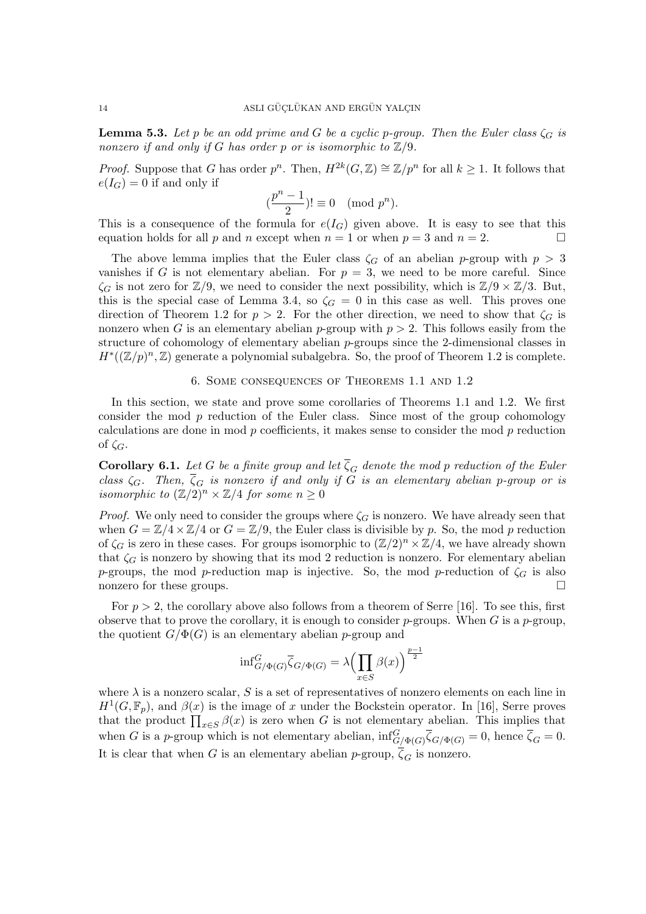**Lemma 5.3.** *Let $p$ be an odd prime and $G$ be a cyclic $p$-group. Then the Euler class $\zeta_G$ is nonzero if and only if $G$ has order $p$ or is isomorphic to $\mathbb{Z}/9$.*

*Proof.* Suppose that $G$ has order $p^n$. Then, $H^{2k}(G, \mathbb{Z}) \cong \mathbb{Z}/p^n$ for all $k \geq 1$. It follows that $e(I_G) = 0$ if and only if

$$(\frac{p^n - 1}{2})! \equiv 0 \pmod{p^n}.$$

This is a consequence of the formula for $e(I_G)$ given above. It is easy to see that this equation holds for all $p$ and $n$ except when $n = 1$ or when $p = 3$ and $n = 2$. □

The above lemma implies that the Euler class $\zeta_G$ of an abelian $p$-group with $p > 3$ vanishes if $G$ is not elementary abelian. For $p = 3$, we need to be more careful. Since $\zeta_G$ is not zero for $\mathbb{Z}/9$, we need to consider the next possibility, which is $\mathbb{Z}/9 \times \mathbb{Z}/3$. But, this is the special case of Lemma 3.4, so $\zeta_G = 0$ in this case as well. This proves one direction of Theorem 1.2 for $p > 2$. For the other direction, we need to show that $\zeta_G$ is nonzero when $G$ is an elementary abelian $p$-group with $p > 2$. This follows easily from the structure of cohomology of elementary abelian $p$-groups since the 2-dimensional classes in $H^*((\mathbb{Z}/p)^n, \mathbb{Z})$ generate a polynomial subalgebra. So, the proof of Theorem 1.2 is complete.

## 6. Some consequences of Theorems 1.1 and 1.2

In this section, we state and prove some corollaries of Theorems 1.1 and 1.2. We first consider the mod $p$ reduction of the Euler class. Since most of the group cohomology calculations are done in mod $p$ coefficients, it makes sense to consider the mod $p$ reduction of $\zeta_G$.

**Corollary 6.1.** *Let $G$ be a finite group and let $\overline{\zeta}_G$ denote the mod $p$ reduction of the Euler class $\zeta_G$. Then, $\overline{\zeta}_G$ is nonzero if and only if $G$ is an elementary abelian $p$-group or is isomorphic to $(\mathbb{Z}/2)^n \times \mathbb{Z}/4$ for some $n \geq 0$*

*Proof.* We only need to consider the groups where $\zeta_G$ is nonzero. We have already seen that when $G = \mathbb{Z}/4 \times \mathbb{Z}/4$ or $G = \mathbb{Z}/9$, the Euler class is divisible by $p$. So, the mod $p$ reduction of $\zeta_G$ is zero in these cases. For groups isomorphic to $(\mathbb{Z}/2)^n \times \mathbb{Z}/4$, we have already shown that $\zeta_G$ is nonzero by showing that its mod 2 reduction is nonzero. For elementary abelian $p$-groups, the mod $p$-reduction map is injective. So, the mod $p$-reduction of $\zeta_G$ is also nonzero for these groups. □

For $p > 2$, the corollary above also follows from a theorem of Serre [16]. To see this, first observe that to prove the corollary, it is enough to consider $p$-groups. When $G$ is a $p$-group, the quotient $G/\Phi(G)$ is an elementary abelian $p$-group and

$$\mathrm{inf}^G_{G/\Phi(G)} \overline{\zeta}_{G/\Phi(G)} = \lambda \Big( \prod_{x \in S} \beta(x) \Big)^{\frac{p-1}{2}}$$

where $\lambda$ is a nonzero scalar, $S$ is a set of representatives of nonzero elements on each line in $H^1(G, \mathbb{F}_p)$, and $\beta(x)$ is the image of $x$ under the Bockstein operator. In [16], Serre proves that the product $\prod_{x \in S} \beta(x)$ is zero when $G$ is not elementary abelian. This implies that when $G$ is a $p$-group which is not elementary abelian, $\mathrm{inf}^G_{G/\Phi(G)} \overline{\zeta}_{G/\Phi(G)} = 0$, hence $\overline{\zeta}_G = 0$. It is clear that when $G$ is an elementary abelian $p$-group, $\overline{\zeta}_G$ is nonzero.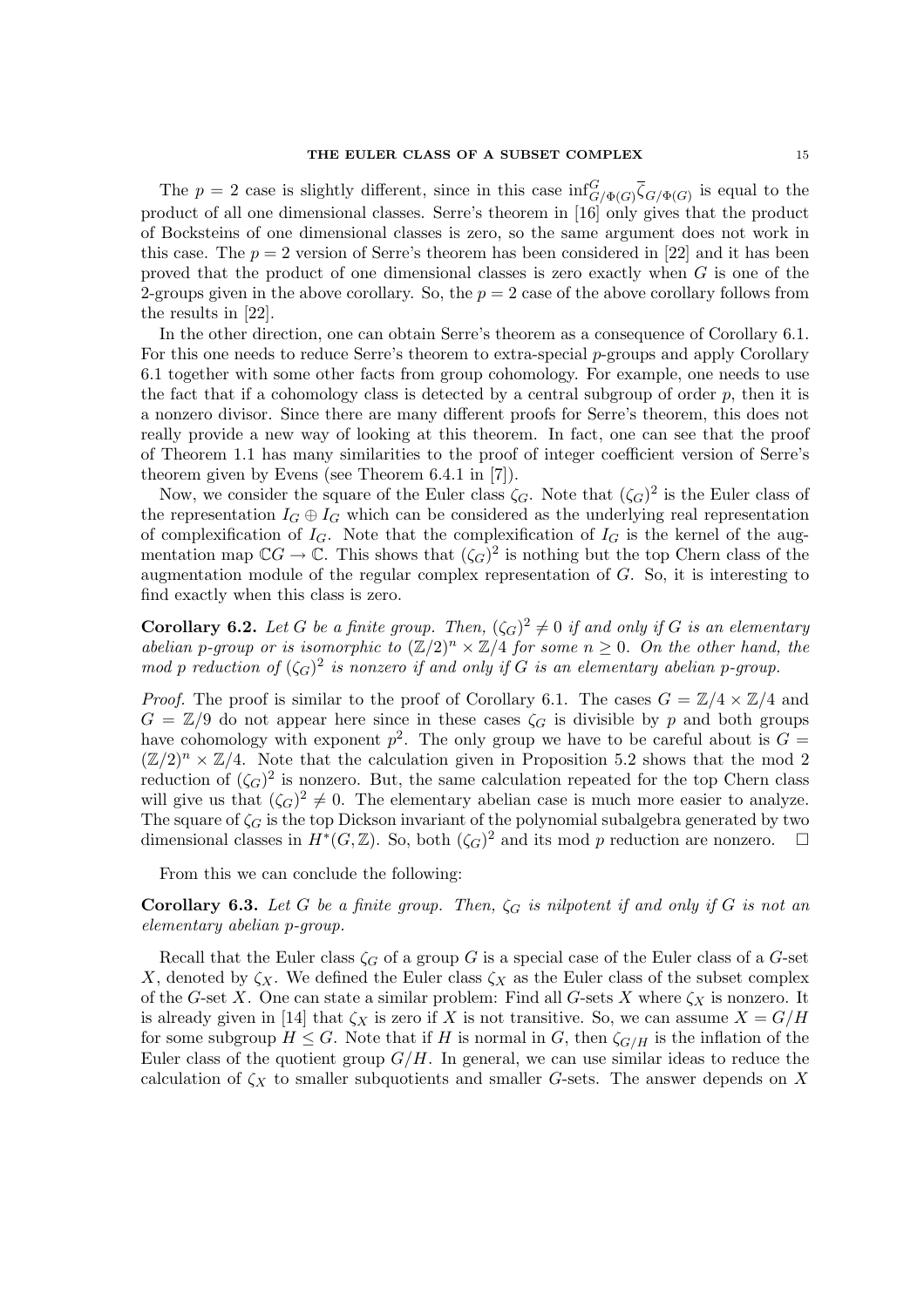The $p = 2$ case is slightly different, since in this case $\inf^G_{G/\Phi(G)} \overline{\zeta}_{G/\Phi(G)}$ is equal to the product of all one dimensional classes. Serre's theorem in [16] only gives that the product of Bocksteins of one dimensional classes is zero, so the same argument does not work in this case. The $p = 2$ version of Serre's theorem has been considered in [22] and it has been proved that the product of one dimensional classes is zero exactly when $G$ is one of the 2-groups given in the above corollary. So, the $p = 2$ case of the above corollary follows from the results in [22].

In the other direction, one can obtain Serre's theorem as a consequence of Corollary 6.1. For this one needs to reduce Serre's theorem to extra-special $p$-groups and apply Corollary 6.1 together with some other facts from group cohomology. For example, one needs to use the fact that if a cohomology class is detected by a central subgroup of order $p$, then it is a nonzero divisor. Since there are many different proofs for Serre's theorem, this does not really provide a new way of looking at this theorem. In fact, one can see that the proof of Theorem 1.1 has many similarities to the proof of integer coefficient version of Serre's theorem given by Evens (see Theorem 6.4.1 in [7]).

Now, we consider the square of the Euler class $\zeta_G$. Note that $(\zeta_G)^2$ is the Euler class of the representation $I_G \oplus I_G$ which can be considered as the underlying real representation of complexification of $I_G$. Note that the complexification of $I_G$ is the kernel of the augmentation map $\mathbb{C}G \to \mathbb{C}$. This shows that $(\zeta_G)^2$ is nothing but the top Chern class of the augmentation module of the regular complex representation of $G$. So, it is interesting to find exactly when this class is zero.

**Corollary 6.2.** *Let $G$ be a finite group. Then, $(\zeta_G)^2 \neq 0$ if and only if $G$ is an elementary abelian $p$-group or is isomorphic to $(\mathbb{Z}/2)^n \times \mathbb{Z}/4$ for some $n \geq 0$. On the other hand, the mod $p$ reduction of $(\zeta_G)^2$ is nonzero if and only if $G$ is an elementary abelian $p$-group.*

*Proof.* The proof is similar to the proof of Corollary 6.1. The cases $G = \mathbb{Z}/4 \times \mathbb{Z}/4$ and $G = \mathbb{Z}/9$ do not appear here since in these cases $\zeta_G$ is divisible by $p$ and both groups have cohomology with exponent $p^2$. The only group we have to be careful about is $G = (\mathbb{Z}/2)^n \times \mathbb{Z}/4$. Note that the calculation given in Proposition 5.2 shows that the mod 2 reduction of $(\zeta_G)^2$ is nonzero. But, the same calculation repeated for the top Chern class will give us that $(\zeta_G)^2 \neq 0$. The elementary abelian case is much more easier to analyze. The square of $\zeta_G$ is the top Dickson invariant of the polynomial subalgebra generated by two dimensional classes in $H^*(G, \mathbb{Z})$. So, both $(\zeta_G)^2$ and its mod $p$ reduction are nonzero. $\square$

From this we can conclude the following:

**Corollary 6.3.** *Let $G$ be a finite group. Then, $\zeta_G$ is nilpotent if and only if $G$ is not an elementary abelian $p$-group.*

Recall that the Euler class $\zeta_G$ of a group $G$ is a special case of the Euler class of a $G$-set $X$, denoted by $\zeta_X$. We defined the Euler class $\zeta_X$ as the Euler class of the subset complex of the $G$-set $X$. One can state a similar problem: Find all $G$-sets $X$ where $\zeta_X$ is nonzero. It is already given in [14] that $\zeta_X$ is zero if $X$ is not transitive. So, we can assume $X = G/H$ for some subgroup $H \leq G$. Note that if $H$ is normal in $G$, then $\zeta_{G/H}$ is the inflation of the Euler class of the quotient group $G/H$. In general, we can use similar ideas to reduce the calculation of $\zeta_X$ to smaller subquotients and smaller $G$-sets. The answer depends on $X$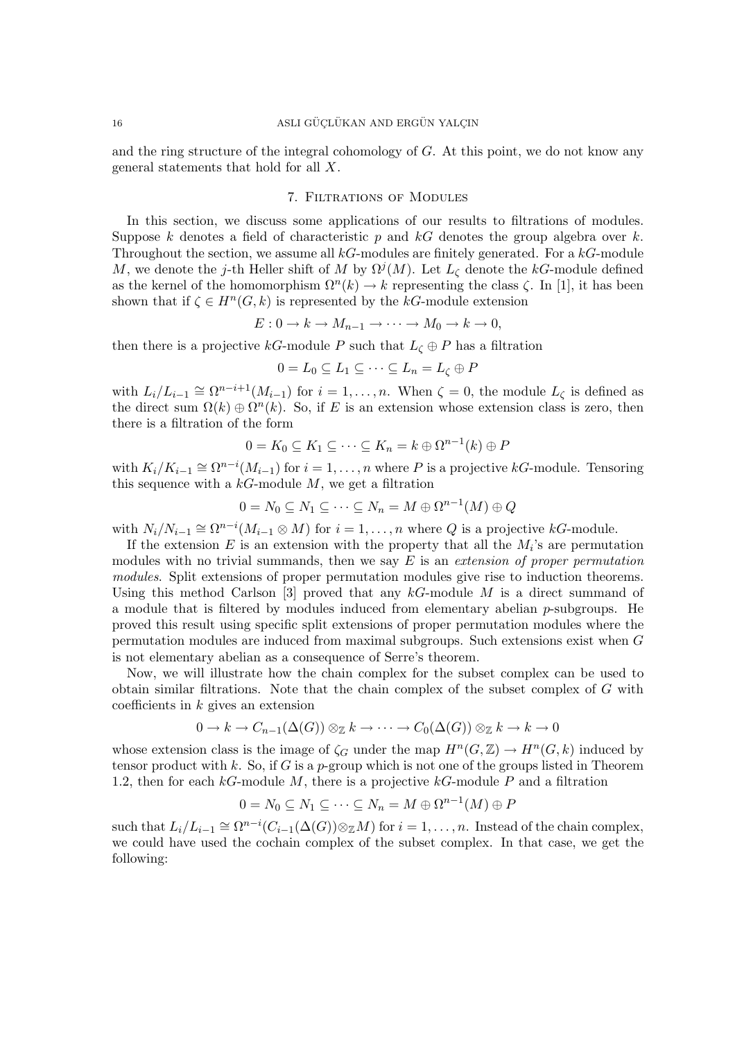and the ring structure of the integral cohomology of $G$. At this point, we do not know any general statements that hold for all $X$.

## 7. Filtrations of Modules

In this section, we discuss some applications of our results to filtrations of modules. Suppose $k$ denotes a field of characteristic $p$ and $kG$ denotes the group algebra over $k$. Throughout the section, we assume all $kG$-modules are finitely generated. For a $kG$-module $M$, we denote the $j$-th Heller shift of $M$ by $\Omega^j(M)$. Let $L_\zeta$ denote the $kG$-module defined as the kernel of the homomorphism $\Omega^n(k) \to k$ representing the class $\zeta$. In [1], it has been shown that if $\zeta \in H^n(G, k)$ is represented by the $kG$-module extension

$$E : 0 \to k \to M_{n-1} \to \cdots \to M_0 \to k \to 0,$$

then there is a projective $kG$-module $P$ such that $L_\zeta \oplus P$ has a filtration

$$0 = L_0 \subseteq L_1 \subseteq \cdots \subseteq L_n = L_\zeta \oplus P$$

with $L_i/L_{i-1} \cong \Omega^{n-i+1}(M_{i-1})$ for $i = 1, \ldots, n$. When $\zeta = 0$, the module $L_\zeta$ is defined as the direct sum $\Omega(k) \oplus \Omega^n(k)$. So, if $E$ is an extension whose extension class is zero, then there is a filtration of the form

$$0 = K_0 \subseteq K_1 \subseteq \cdots \subseteq K_n = k \oplus \Omega^{n-1}(k) \oplus P$$

with $K_i/K_{i-1} \cong \Omega^{n-i}(M_{i-1})$ for $i = 1, \ldots, n$ where $P$ is a projective $kG$-module. Tensoring this sequence with a $kG$-module $M$, we get a filtration

$$0 = N_0 \subseteq N_1 \subseteq \cdots \subseteq N_n = M \oplus \Omega^{n-1}(M) \oplus Q$$

with $N_i/N_{i-1} \cong \Omega^{n-i}(M_{i-1} \otimes M)$ for $i = 1, \ldots, n$ where $Q$ is a projective $kG$-module.

If the extension $E$ is an extension with the property that all the $M_i$'s are permutation modules with no trivial summands, then we say $E$ is an *extension of proper permutation modules*. Split extensions of proper permutation modules give rise to induction theorems. Using this method Carlson [3] proved that any $kG$-module $M$ is a direct summand of a module that is filtered by modules induced from elementary abelian $p$-subgroups. He proved this result using specific split extensions of proper permutation modules where the permutation modules are induced from maximal subgroups. Such extensions exist when $G$ is not elementary abelian as a consequence of Serre's theorem.

Now, we will illustrate how the chain complex for the subset complex can be used to obtain similar filtrations. Note that the chain complex of the subset complex of $G$ with coefficients in $k$ gives an extension

$$0 \to k \to C_{n-1}(\Delta(G)) \otimes_{\mathbb{Z}} k \to \cdots \to C_0(\Delta(G)) \otimes_{\mathbb{Z}} k \to k \to 0$$

whose extension class is the image of $\zeta_G$ under the map $H^n(G, \mathbb{Z}) \to H^n(G, k)$ induced by tensor product with $k$. So, if $G$ is a $p$-group which is not one of the groups listed in Theorem 1.2, then for each $kG$-module $M$, there is a projective $kG$-module $P$ and a filtration

$$0 = N_0 \subseteq N_1 \subseteq \cdots \subseteq N_n = M \oplus \Omega^{n-1}(M) \oplus P$$

such that $L_i/L_{i-1} \cong \Omega^{n-i}(C_{i-1}(\Delta(G)) \otimes_{\mathbb{Z}} M)$ for $i = 1, \ldots, n$. Instead of the chain complex, we could have used the cochain complex of the subset complex. In that case, we get the following: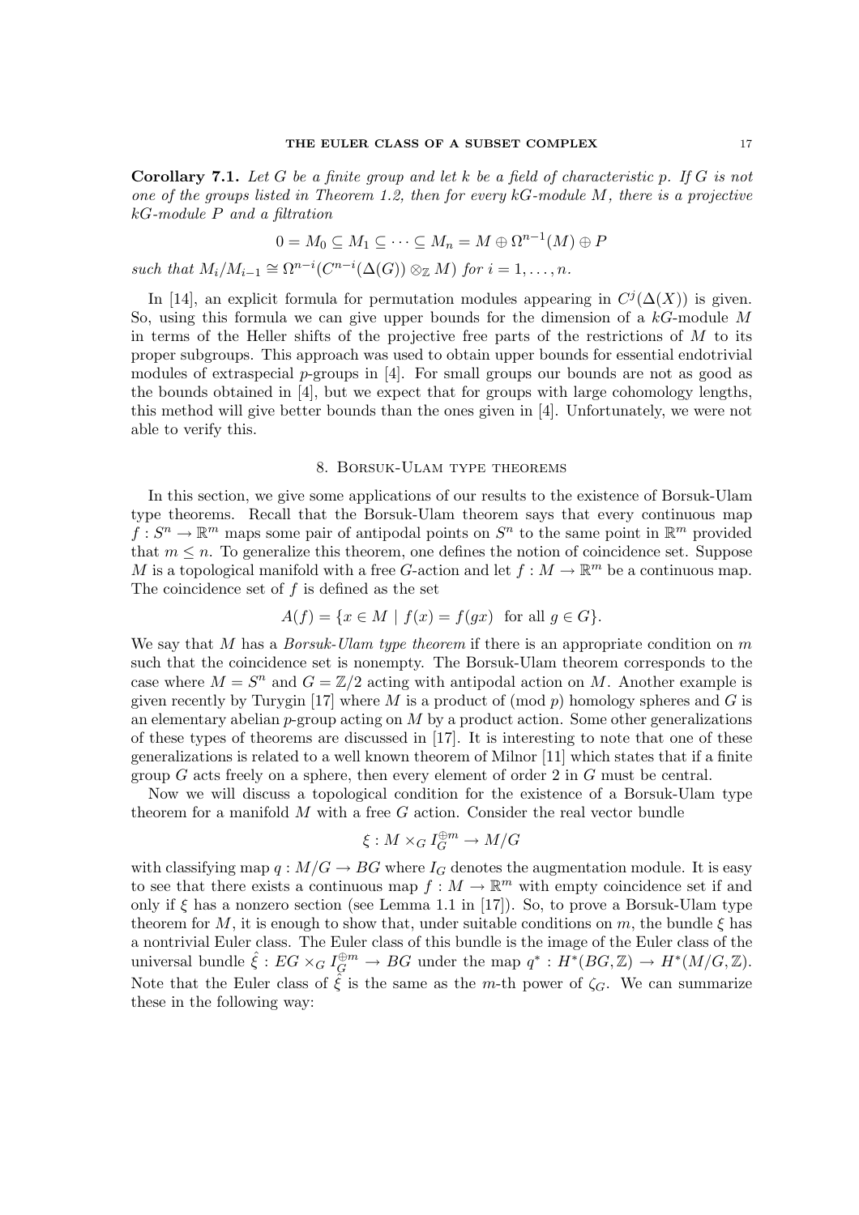**Corollary 7.1.** *Let $G$ be a finite group and let $k$ be a field of characteristic $p$. If $G$ is not one of the groups listed in Theorem 1.2, then for every $kG$-module $M$, there is a projective $kG$-module $P$ and a filtration*

$$0 = M_0 \subseteq M_1 \subseteq \cdots \subseteq M_n = M \oplus \Omega^{n-1}(M) \oplus P$$

*such that $M_i/M_{i-1} \cong \Omega^{n-i}(C^{n-i}(\Delta(G)) \otimes_{\mathbb{Z}} M)$ for $i = 1, \dots, n$.*

In [14], an explicit formula for permutation modules appearing in $C^j(\Delta(X))$ is given. So, using this formula we can give upper bounds for the dimension of a $kG$-module $M$ in terms of the Heller shifts of the projective free parts of the restrictions of $M$ to its proper subgroups. This approach was used to obtain upper bounds for essential endotrivial modules of extraspecial $p$-groups in [4]. For small groups our bounds are not as good as the bounds obtained in [4], but we expect that for groups with large cohomology lengths, this method will give better bounds than the ones given in [4]. Unfortunately, we were not able to verify this.

## 8. Borsuk-Ulam type theorems

In this section, we give some applications of our results to the existence of Borsuk-Ulam type theorems. Recall that the Borsuk-Ulam theorem says that every continuous map $f : S^n \to \mathbb{R}^m$ maps some pair of antipodal points on $S^n$ to the same point in $\mathbb{R}^m$ provided that $m \leq n$. To generalize this theorem, one defines the notion of coincidence set. Suppose $M$ is a topological manifold with a free $G$-action and let $f : M \to \mathbb{R}^m$ be a continuous map. The coincidence set of $f$ is defined as the set

$$A(f) = \{x \in M \mid f(x) = f(gx) \ \text{ for all } g \in G\}.$$

We say that $M$ has a *Borsuk-Ulam type theorem* if there is an appropriate condition on $m$ such that the coincidence set is nonempty. The Borsuk-Ulam theorem corresponds to the case where $M = S^n$ and $G = \mathbb{Z}/2$ acting with antipodal action on $M$. Another example is given recently by Turygin [17] where $M$ is a product of (mod $p$) homology spheres and $G$ is an elementary abelian $p$-group acting on $M$ by a product action. Some other generalizations of these types of theorems are discussed in [17]. It is interesting to note that one of these generalizations is related to a well known theorem of Milnor [11] which states that if a finite group $G$ acts freely on a sphere, then every element of order 2 in $G$ must be central.

Now we will discuss a topological condition for the existence of a Borsuk-Ulam type theorem for a manifold $M$ with a free $G$ action. Consider the real vector bundle

$$\xi : M \times_G I_G^{\oplus m} \to M/G$$

with classifying map $q : M/G \to BG$ where $I_G$ denotes the augmentation module. It is easy to see that there exists a continuous map $f : M \to \mathbb{R}^m$ with empty coincidence set if and only if $\xi$ has a nonzero section (see Lemma 1.1 in [17]). So, to prove a Borsuk-Ulam type theorem for $M$, it is enough to show that, under suitable conditions on $m$, the bundle $\xi$ has a nontrivial Euler class. The Euler class of this bundle is the image of the Euler class of the universal bundle $\hat{\xi} : EG \times_G I_G^{\oplus m} \to BG$ under the map $q^* : H^*(BG, \mathbb{Z}) \to H^*(M/G, \mathbb{Z})$. Note that the Euler class of $\hat{\xi}$ is the same as the $m$-th power of $\zeta_G$. We can summarize these in the following way: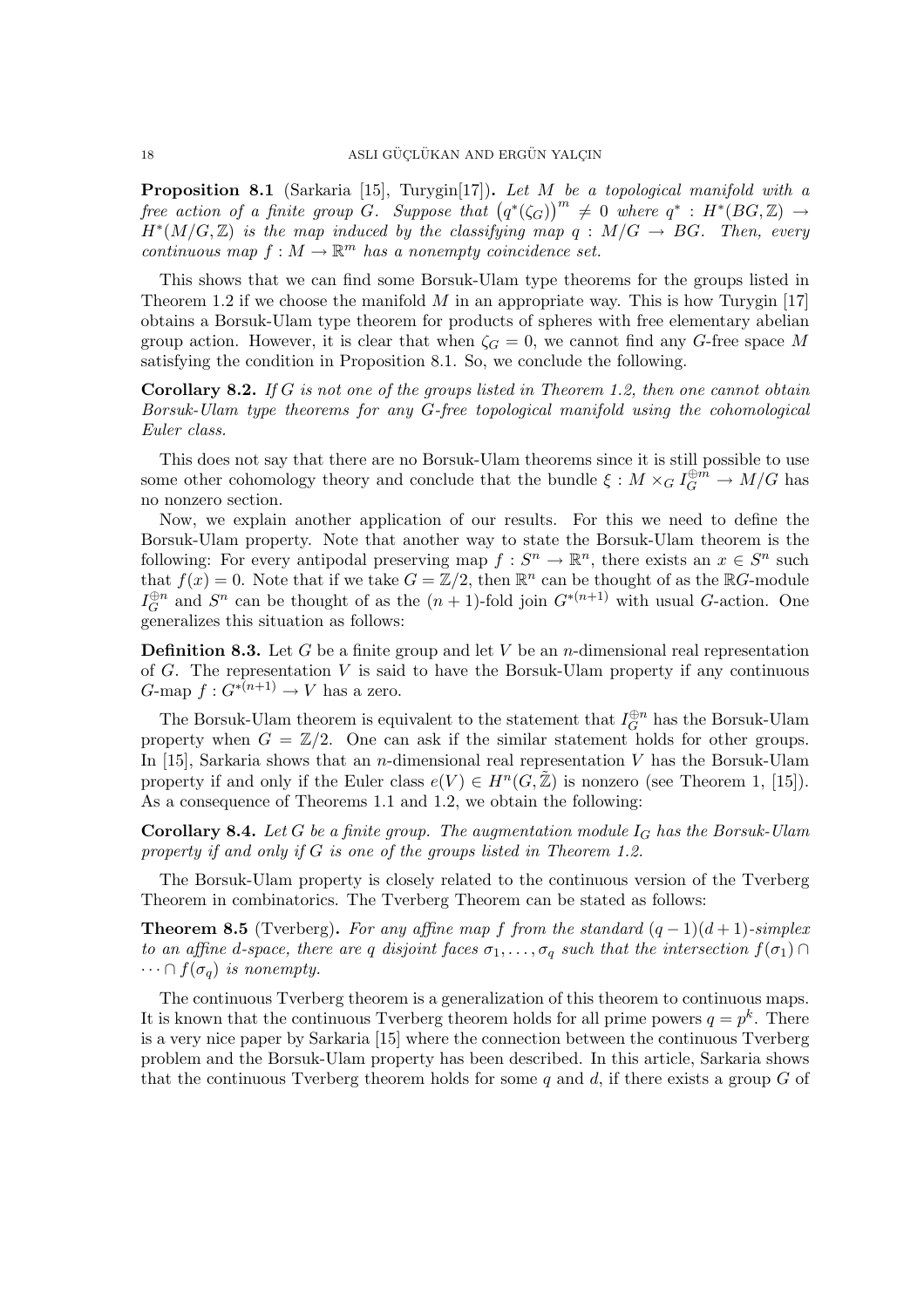**Proposition 8.1** (Sarkaria [15], Turygin[17])**.** *Let $M$ be a topological manifold with a free action of a finite group $G$. Suppose that $\left(q^*(\zeta_G)\right)^m \neq 0$ where $q^* : H^*(BG, \mathbb{Z}) \to H^*(M/G, \mathbb{Z})$ is the map induced by the classifying map $q : M/G \to BG$. Then, every continuous map $f : M \to \mathbb{R}^m$ has a nonempty coincidence set.*

This shows that we can find some Borsuk-Ulam type theorems for the groups listed in Theorem 1.2 if we choose the manifold $M$ in an appropriate way. This is how Turygin [17] obtains a Borsuk-Ulam type theorem for products of spheres with free elementary abelian group action. However, it is clear that when $\zeta_G = 0$, we cannot find any $G$-free space $M$ satisfying the condition in Proposition 8.1. So, we conclude the following.

**Corollary 8.2.** *If $G$ is not one of the groups listed in Theorem 1.2, then one cannot obtain Borsuk-Ulam type theorems for any $G$-free topological manifold using the cohomological Euler class.*

This does not say that there are no Borsuk-Ulam theorems since it is still possible to use some other cohomology theory and conclude that the bundle $\xi : M \times_G I_G^{\oplus m} \to M/G$ has no nonzero section.

Now, we explain another application of our results. For this we need to define the Borsuk-Ulam property. Note that another way to state the Borsuk-Ulam theorem is the following: For every antipodal preserving map $f : S^n \to \mathbb{R}^n$, there exists an $x \in S^n$ such that $f(x) = 0$. Note that if we take $G = \mathbb{Z}/2$, then $\mathbb{R}^n$ can be thought of as the $\mathbb{R}G$-module $I_G^{\oplus n}$ and $S^n$ can be thought of as the $(n+1)$-fold join $G^{*(n+1)}$ with usual $G$-action. One generalizes this situation as follows:

**Definition 8.3.** Let $G$ be a finite group and let $V$ be an $n$-dimensional real representation of $G$. The representation $V$ is said to have the Borsuk-Ulam property if any continuous $G$-map $f : G^{*(n+1)} \to V$ has a zero.

The Borsuk-Ulam theorem is equivalent to the statement that $I_G^{\oplus n}$ has the Borsuk-Ulam property when $G = \mathbb{Z}/2$. One can ask if the similar statement holds for other groups. In [15], Sarkaria shows that an $n$-dimensional real representation $V$ has the Borsuk-Ulam property if and only if the Euler class $e(V) \in H^n(G, \tilde{\mathbb{Z}})$ is nonzero (see Theorem 1, [15]). As a consequence of Theorems 1.1 and 1.2, we obtain the following:

**Corollary 8.4.** *Let $G$ be a finite group. The augmentation module $I_G$ has the Borsuk-Ulam property if and only if $G$ is one of the groups listed in Theorem 1.2.*

The Borsuk-Ulam property is closely related to the continuous version of the Tverberg Theorem in combinatorics. The Tverberg Theorem can be stated as follows:

**Theorem 8.5** (Tverberg)**.** *For any affine map $f$ from the standard $(q-1)(d+1)$-simplex to an affine $d$-space, there are $q$ disjoint faces $\sigma_1, \dots, \sigma_q$ such that the intersection $f(\sigma_1) \cap \cdots \cap f(\sigma_q)$ is nonempty.*

The continuous Tverberg theorem is a generalization of this theorem to continuous maps. It is known that the continuous Tverberg theorem holds for all prime powers $q = p^k$. There is a very nice paper by Sarkaria [15] where the connection between the continuous Tverberg problem and the Borsuk-Ulam property has been described. In this article, Sarkaria shows that the continuous Tverberg theorem holds for some $q$ and $d$, if there exists a group $G$ of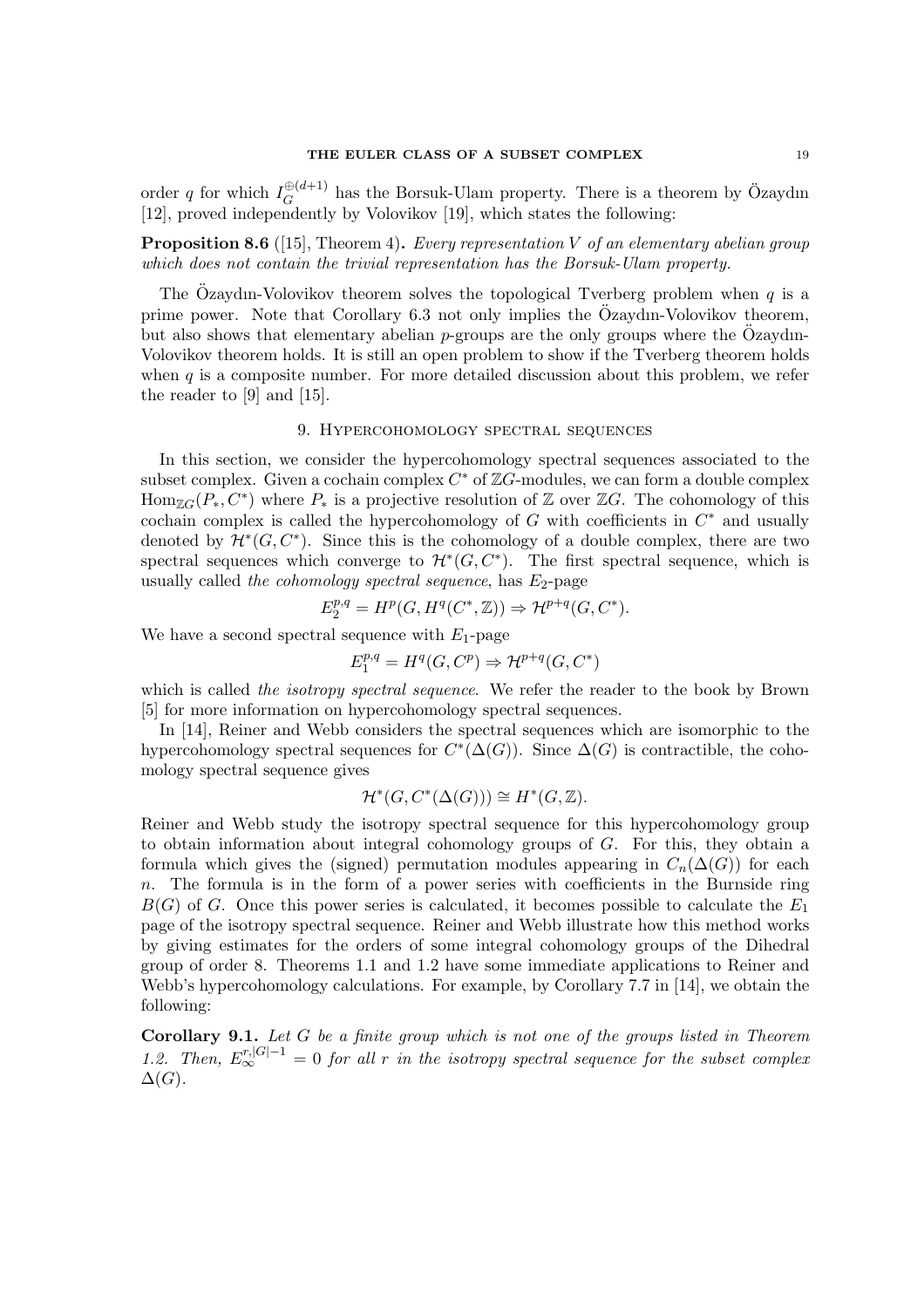order $q$ for which $I_G^{\oplus(d+1)}$ has the Borsuk-Ulam property. There is a theorem by Özaydın [12], proved independently by Volovikov [19], which states the following:

**Proposition 8.6** ([15], Theorem 4)**.** *Every representation $V$ of an elementary abelian group which does not contain the trivial representation has the Borsuk-Ulam property.*

The Özaydın-Volovikov theorem solves the topological Tverberg problem when $q$ is a prime power. Note that Corollary 6.3 not only implies the Özaydın-Volovikov theorem, but also shows that elementary abelian $p$-groups are the only groups where the Özaydın-Volovikov theorem holds. It is still an open problem to show if the Tverberg theorem holds when $q$ is a composite number. For more detailed discussion about this problem, we refer the reader to [9] and [15].

## 9. Hypercohomology spectral sequences

In this section, we consider the hypercohomology spectral sequences associated to the subset complex. Given a cochain complex $C^*$ of $\mathbb{Z}G$-modules, we can form a double complex $\mathrm{Hom}_{\mathbb{Z}G}(P_*, C^*)$ where $P_*$ is a projective resolution of $\mathbb{Z}$ over $\mathbb{Z}G$. The cohomology of this cochain complex is called the hypercohomology of $G$ with coefficients in $C^*$ and usually denoted by $\mathcal{H}^*(G, C^*)$. Since this is the cohomology of a double complex, there are two spectral sequences which converge to $\mathcal{H}^*(G, C^*)$. The first spectral sequence, which is usually called *the cohomology spectral sequence*, has $E_2$-page

$$E_2^{p,q} = H^p(G, H^q(C^*, \mathbb{Z})) \Rightarrow \mathcal{H}^{p+q}(G, C^*).$$

We have a second spectral sequence with $E_1$-page

$$E_1^{p,q} = H^q(G, C^p) \Rightarrow \mathcal{H}^{p+q}(G, C^*)$$

which is called *the isotropy spectral sequence*. We refer the reader to the book by Brown [5] for more information on hypercohomology spectral sequences.

In [14], Reiner and Webb considers the spectral sequences which are isomorphic to the hypercohomology spectral sequences for $C^*(\Delta(G))$. Since $\Delta(G)$ is contractible, the cohomology spectral sequence gives

$$\mathcal{H}^*(G, C^*(\Delta(G))) \cong H^*(G, \mathbb{Z}).$$

Reiner and Webb study the isotropy spectral sequence for this hypercohomology group to obtain information about integral cohomology groups of $G$. For this, they obtain a formula which gives the (signed) permutation modules appearing in $C_n(\Delta(G))$ for each $n$. The formula is in the form of a power series with coefficients in the Burnside ring $B(G)$ of $G$. Once this power series is calculated, it becomes possible to calculate the $E_1$ page of the isotropy spectral sequence. Reiner and Webb illustrate how this method works by giving estimates for the orders of some integral cohomology groups of the Dihedral group of order 8. Theorems 1.1 and 1.2 have some immediate applications to Reiner and Webb's hypercohomology calculations. For example, by Corollary 7.7 in [14], we obtain the following:

**Corollary 9.1.** *Let $G$ be a finite group which is not one of the groups listed in Theorem 1.2. Then, $E_\infty^{r,|G|-1} = 0$ for all $r$ in the isotropy spectral sequence for the subset complex $\Delta(G)$.*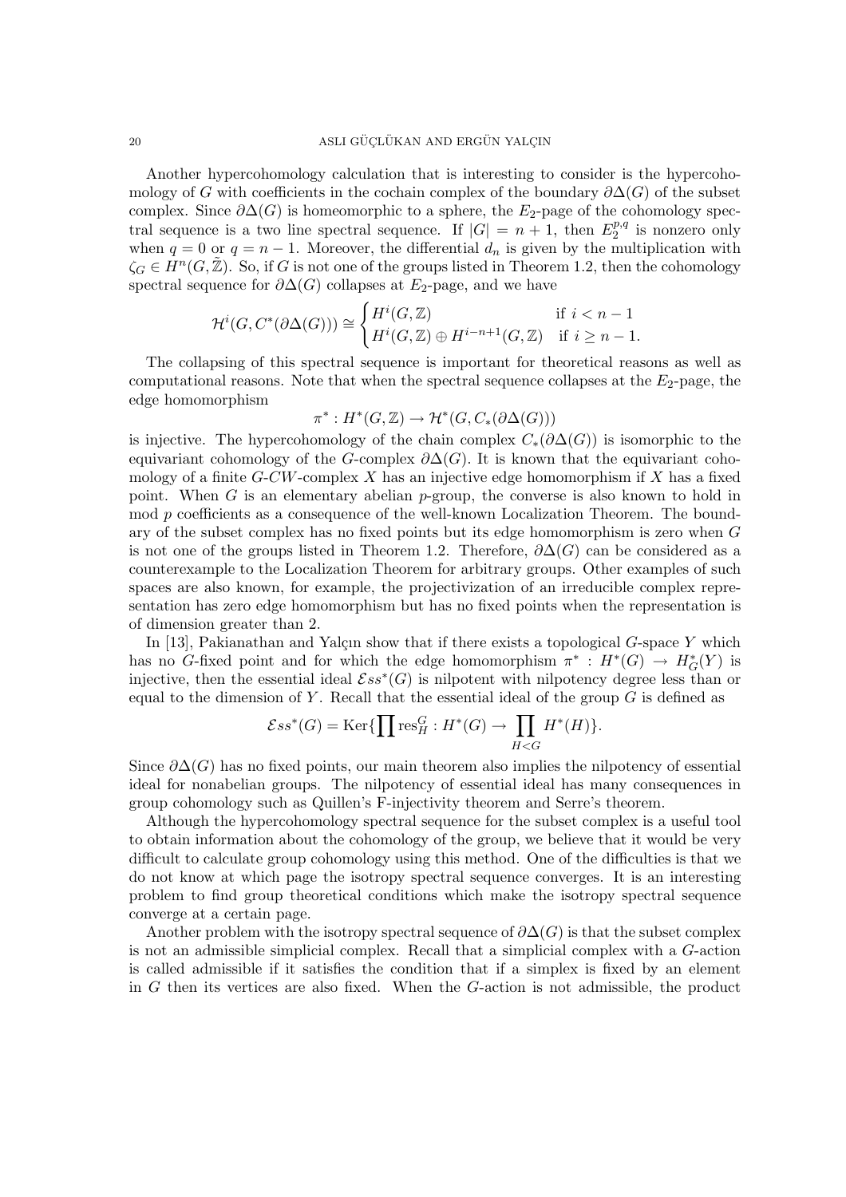Another hypercohomology calculation that is interesting to consider is the hypercohomology of $G$ with coefficients in the cochain complex of the boundary $\partial\Delta(G)$ of the subset complex. Since $\partial\Delta(G)$ is homeomorphic to a sphere, the $E_2$-page of the cohomology spectral sequence is a two line spectral sequence. If $|G| = n+1$, then $E_2^{p,q}$ is nonzero only when $q = 0$ or $q = n-1$. Moreover, the differential $d_n$ is given by the multiplication with $\zeta_G \in H^n(G, \tilde{\mathbb{Z}})$. So, if $G$ is not one of the groups listed in Theorem 1.2, then the cohomology spectral sequence for $\partial\Delta(G)$ collapses at $E_2$-page, and we have

$$\mathcal{H}^i(G, C^*(\partial\Delta(G))) \cong \begin{cases} H^i(G, \mathbb{Z}) & \text{if } i < n-1 \\ H^i(G, \mathbb{Z}) \oplus H^{i-n+1}(G, \mathbb{Z}) & \text{if } i \geq n-1. \end{cases}$$

The collapsing of this spectral sequence is important for theoretical reasons as well as computational reasons. Note that when the spectral sequence collapses at the $E_2$-page, the edge homomorphism

$$\pi^* : H^*(G, \mathbb{Z}) \to \mathcal{H}^*(G, C_*(\partial\Delta(G)))$$

is injective. The hypercohomology of the chain complex $C_*(\partial\Delta(G))$ is isomorphic to the equivariant cohomology of the $G$-complex $\partial\Delta(G)$. It is known that the equivariant cohomology of a finite $G$-$CW$-complex $X$ has an injective edge homomorphism if $X$ has a fixed point. When $G$ is an elementary abelian $p$-group, the converse is also known to hold in mod $p$ coefficients as a consequence of the well-known Localization Theorem. The boundary of the subset complex has no fixed points but its edge homomorphism is zero when $G$ is not one of the groups listed in Theorem 1.2. Therefore, $\partial\Delta(G)$ can be considered as a counterexample to the Localization Theorem for arbitrary groups. Other examples of such spaces are also known, for example, the projectivization of an irreducible complex representation has zero edge homomorphism but has no fixed points when the representation is of dimension greater than 2.

In [13], Pakianathan and Yalçın show that if there exists a topological $G$-space $Y$ which has no $G$-fixed point and for which the edge homomorphism $\pi^* : H^*(G) \to H^*_G(Y)$ is injective, then the essential ideal $\mathcal{E}ss^*(G)$ is nilpotent with nilpotency degree less than or equal to the dimension of $Y$. Recall that the essential ideal of the group $G$ is defined as

$$\mathcal{E}ss^*(G) = \mathrm{Ker}\{\prod \mathrm{res}^G_H : H^*(G) \to \prod_{H<G} H^*(H)\}.$$

Since $\partial\Delta(G)$ has no fixed points, our main theorem also implies the nilpotency of essential ideal for nonabelian groups. The nilpotency of essential ideal has many consequences in group cohomology such as Quillen's F-injectivity theorem and Serre's theorem.

Although the hypercohomology spectral sequence for the subset complex is a useful tool to obtain information about the cohomology of the group, we believe that it would be very difficult to calculate group cohomology using this method. One of the difficulties is that we do not know at which page the isotropy spectral sequence converges. It is an interesting problem to find group theoretical conditions which make the isotropy spectral sequence converge at a certain page.

Another problem with the isotropy spectral sequence of $\partial\Delta(G)$ is that the subset complex is not an admissible simplicial complex. Recall that a simplicial complex with a $G$-action is called admissible if it satisfies the condition that if a simplex is fixed by an element in $G$ then its vertices are also fixed. When the $G$-action is not admissible, the product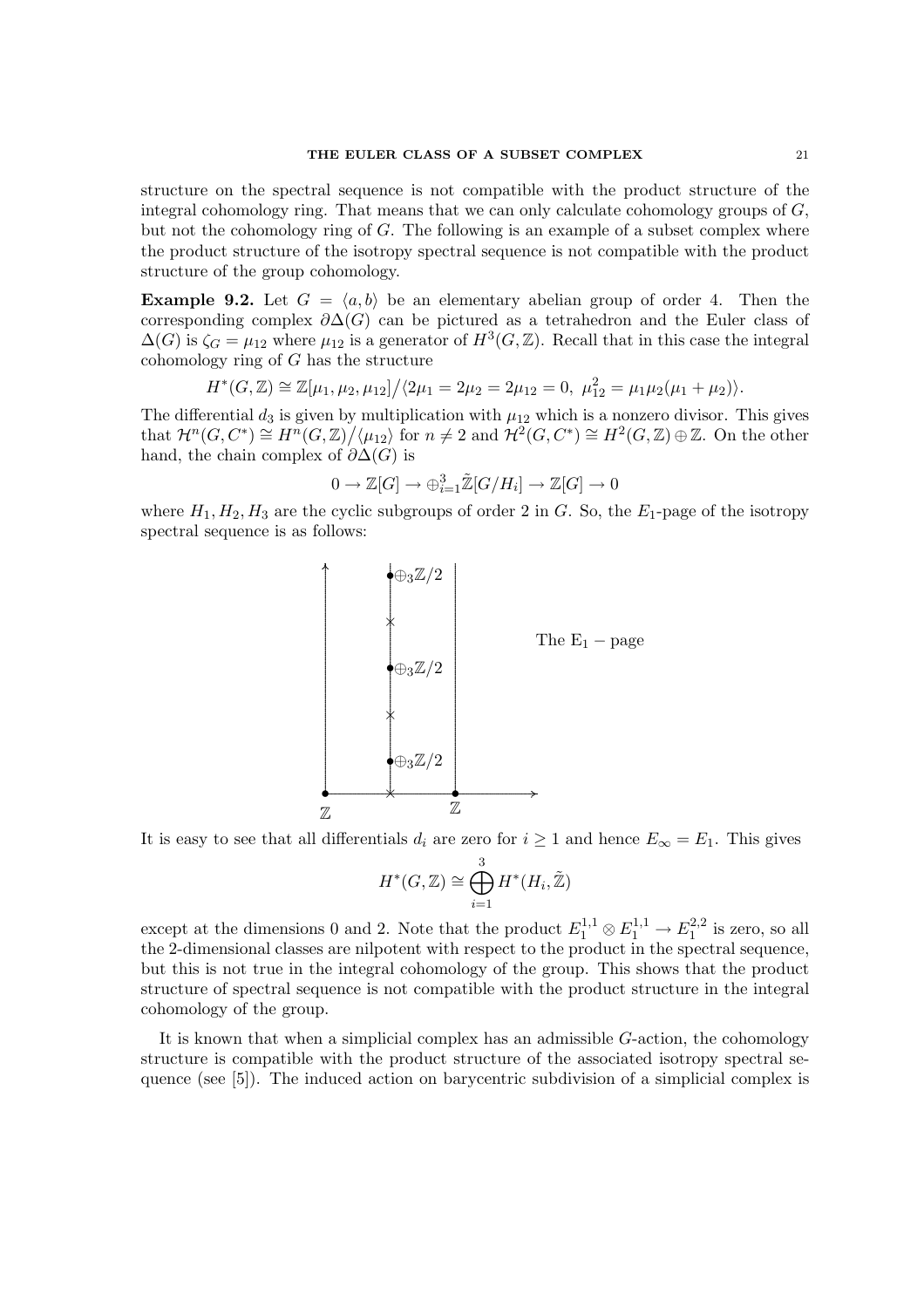structure on the spectral sequence is not compatible with the product structure of the integral cohomology ring. That means that we can only calculate cohomology groups of $G$, but not the cohomology ring of $G$. The following is an example of a subset complex where the product structure of the isotropy spectral sequence is not compatible with the product structure of the group cohomology.

**Example 9.2.** Let $G = \langle a, b \rangle$ be an elementary abelian group of order 4. Then the corresponding complex $\partial\Delta(G)$ can be pictured as a tetrahedron and the Euler class of $\Delta(G)$ is $\zeta_G = \mu_{12}$ where $\mu_{12}$ is a generator of $H^3(G, \mathbb{Z})$. Recall that in this case the integral cohomology ring of $G$ has the structure

$$H^*(G, \mathbb{Z}) \cong \mathbb{Z}[\mu_1, \mu_2, \mu_{12}] / \langle 2\mu_1 = 2\mu_2 = 2\mu_{12} = 0,\ \mu_{12}^2 = \mu_1\mu_2(\mu_1 + \mu_2) \rangle.$$

The differential $d_3$ is given by multiplication with $\mu_{12}$ which is a nonzero divisor. This gives that $\mathcal{H}^n(G, C^*) \cong H^n(G, \mathbb{Z}) / \langle \mu_{12} \rangle$ for $n \neq 2$ and $\mathcal{H}^2(G, C^*) \cong H^2(G, \mathbb{Z}) \oplus \mathbb{Z}$. On the other hand, the chain complex of $\partial\Delta(G)$ is

$$0 \to \mathbb{Z}[G] \to \oplus_{i=1}^3 \tilde{\mathbb{Z}}[G/H_i] \to \mathbb{Z}[G] \to 0$$

where $H_1, H_2, H_3$ are the cyclic subgroups of order 2 in $G$. So, the $E_1$-page of the isotropy spectral sequence is as follows:

$\oplus_3\mathbb{Z}/2$

$\oplus_3\mathbb{Z}/2$

$\oplus_3\mathbb{Z}/2$

$\mathbb{Z}$ $\mathbb{Z}$

The $\mathrm{E}_1$ − page

It is easy to see that all differentials $d_i$ are zero for $i \geq 1$ and hence $E_\infty = E_1$. This gives

$$H^*(G, \mathbb{Z}) \cong \bigoplus_{i=1}^{3} H^*(H_i, \tilde{\mathbb{Z}})$$

except at the dimensions 0 and 2. Note that the product $E_1^{1,1} \otimes E_1^{1,1} \to E_1^{2,2}$ is zero, so all the 2-dimensional classes are nilpotent with respect to the product in the spectral sequence, but this is not true in the integral cohomology of the group. This shows that the product structure of spectral sequence is not compatible with the product structure in the integral cohomology of the group.

It is known that when a simplicial complex has an admissible $G$-action, the cohomology structure is compatible with the product structure of the associated isotropy spectral sequence (see [5]). The induced action on barycentric subdivision of a simplicial complex is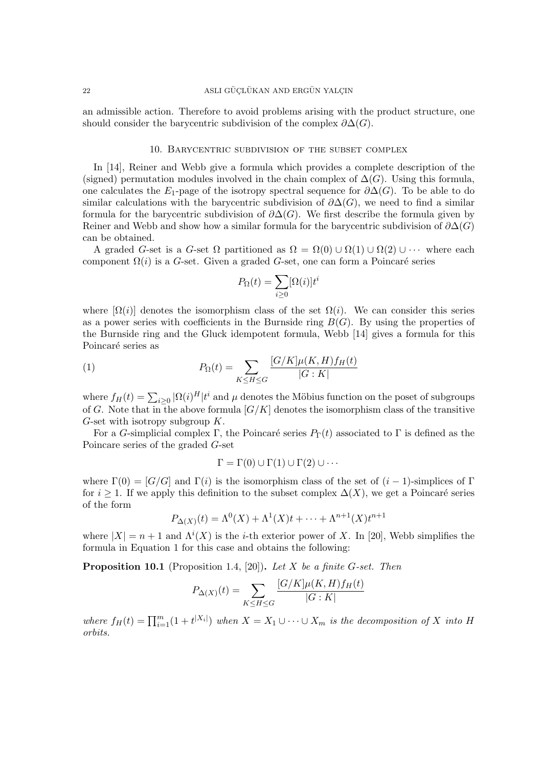an admissible action. Therefore to avoid problems arising with the product structure, one should consider the barycentric subdivision of the complex $\partial\Delta(G)$.

## 10. Barycentric subdivision of the subset complex

In [14], Reiner and Webb give a formula which provides a complete description of the (signed) permutation modules involved in the chain complex of $\Delta(G)$. Using this formula, one calculates the $E_1$-page of the isotropy spectral sequence for $\partial\Delta(G)$. To be able to do similar calculations with the barycentric subdivision of $\partial\Delta(G)$, we need to find a similar formula for the barycentric subdivision of $\partial\Delta(G)$. We first describe the formula given by Reiner and Webb and show how a similar formula for the barycentric subdivision of $\partial\Delta(G)$ can be obtained.

A graded $G$-set is a $G$-set $\Omega$ partitioned as $\Omega = \Omega(0) \cup \Omega(1) \cup \Omega(2) \cup \cdots$ where each component $\Omega(i)$ is a $G$-set. Given a graded $G$-set, one can form a Poincaré series

$$P_\Omega(t) = \sum_{i\geq 0} [\Omega(i)] t^i$$

where $[\Omega(i)]$ denotes the isomorphism class of the set $\Omega(i)$. We can consider this series as a power series with coefficients in the Burnside ring $B(G)$. By using the properties of the Burnside ring and the Gluck idempotent formula, Webb [14] gives a formula for this Poincaré series as

$$P_\Omega(t) = \sum_{K\leq H\leq G} \frac{[G/K]\mu(K,H)f_H(t)}{|G:K|} \tag{1}$$

where $f_H(t) = \sum_{i\geq 0} |\Omega(i)^H| t^i$ and $\mu$ denotes the Möbius function on the poset of subgroups of $G$. Note that in the above formula $[G/K]$ denotes the isomorphism class of the transitive $G$-set with isotropy subgroup $K$.

For a $G$-simplicial complex $\Gamma$, the Poincaré series $P_\Gamma(t)$ associated to $\Gamma$ is defined as the Poincare series of the graded $G$-set

$$\Gamma = \Gamma(0) \cup \Gamma(1) \cup \Gamma(2) \cup \cdots$$

where $\Gamma(0) = [G/G]$ and $\Gamma(i)$ is the isomorphism class of the set of $(i-1)$-simplices of $\Gamma$ for $i \geq 1$. If we apply this definition to the subset complex $\Delta(X)$, we get a Poincaré series of the form

$$P_{\Delta(X)}(t) = \Lambda^0(X) + \Lambda^1(X)t + \cdots + \Lambda^{n+1}(X)t^{n+1}$$

where $|X| = n+1$ and $\Lambda^i(X)$ is the $i$-th exterior power of $X$. In [20], Webb simplifies the formula in Equation 1 for this case and obtains the following:

**Proposition 10.1** (Proposition 1.4, [20])**.** *Let $X$ be a finite $G$-set. Then*

$$P_{\Delta(X)}(t) = \sum_{K\leq H\leq G} \frac{[G/K]\mu(K,H)f_H(t)}{|G:K|}$$

*where $f_H(t) = \prod_{i=1}^{m}(1 + t^{|X_i|})$ when $X = X_1 \cup \cdots \cup X_m$ is the decomposition of $X$ into $H$ orbits.*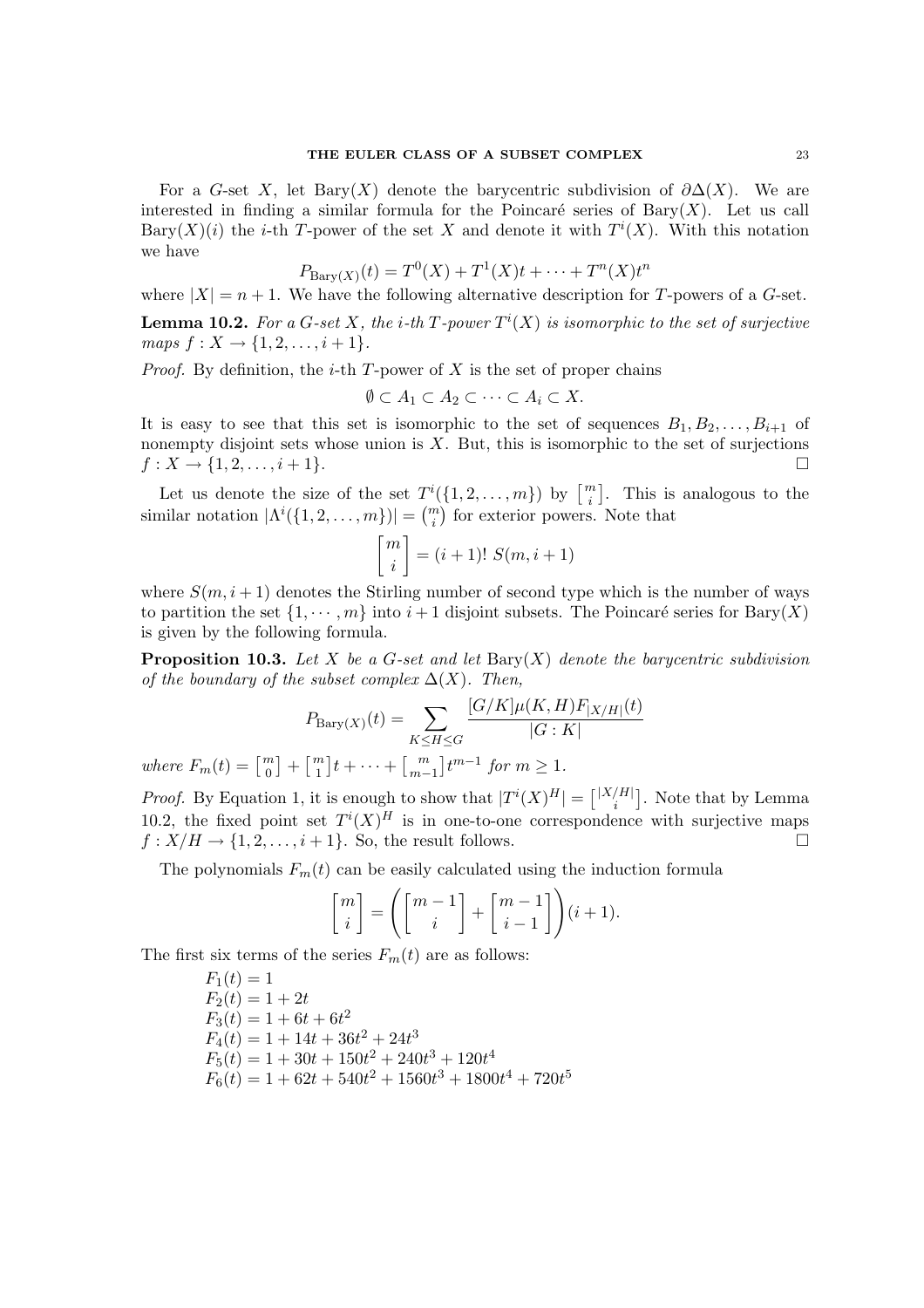For a $G$-set $X$, let $\mathrm{Bary}(X)$ denote the barycentric subdivision of $\partial\Delta(X)$. We are interested in finding a similar formula for the Poincaré series of $\mathrm{Bary}(X)$. Let us call $\mathrm{Bary}(X)(i)$ the $i$-th $T$-power of the set $X$ and denote it with $T^i(X)$. With this notation we have

$$P_{\mathrm{Bary}(X)}(t) = T^0(X) + T^1(X)t + \cdots + T^n(X)t^n$$

where $|X| = n+1$. We have the following alternative description for $T$-powers of a $G$-set.

**Lemma 10.2.** *For a $G$-set $X$, the $i$-th $T$-power $T^i(X)$ is isomorphic to the set of surjective maps $f : X \to \{1, 2, \dots, i+1\}$.*

*Proof.* By definition, the $i$-th $T$-power of $X$ is the set of proper chains

$$\emptyset \subset A_1 \subset A_2 \subset \cdots \subset A_i \subset X.$$

It is easy to see that this set is isomorphic to the set of sequences $B_1, B_2, \dots, B_{i+1}$ of nonempty disjoint sets whose union is $X$. But, this is isomorphic to the set of surjections $f : X \to \{1, 2, \dots, i+1\}$. $\square$

Let us denote the size of the set $T^i(\{1, 2, \dots, m\})$ by $\left[{m \atop i}\right]$. This is analogous to the similar notation $|\Lambda^i(\{1, 2, \dots, m\})| = \binom{m}{i}$ for exterior powers. Note that

$$\begin{bmatrix} m \\ i \end{bmatrix} = (i+1)!\ S(m, i+1)$$

where $S(m, i+1)$ denotes the Stirling number of second type which is the number of ways to partition the set $\{1, \cdots, m\}$ into $i+1$ disjoint subsets. The Poincaré series for $\mathrm{Bary}(X)$ is given by the following formula.

**Proposition 10.3.** *Let $X$ be a $G$-set and let $\mathrm{Bary}(X)$ denote the barycentric subdivision of the boundary of the subset complex $\Delta(X)$. Then,*

$$P_{\mathrm{Bary}(X)}(t) = \sum_{K \leq H \leq G} \frac{[G/K]\mu(K, H)F_{|X/H|}(t)}{|G : K|}$$

*where $F_m(t) = \left[{m \atop 0}\right] + \left[{m \atop 1}\right]t + \cdots + \left[{m \atop m-1}\right]t^{m-1}$ for $m \geq 1$.*

*Proof.* By Equation 1, it is enough to show that $|T^i(X)^H| = \left[{|X/H| \atop i}\right]$. Note that by Lemma 10.2, the fixed point set $T^i(X)^H$ is in one-to-one correspondence with surjective maps $f : X/H \to \{1, 2, \dots, i+1\}$. So, the result follows. $\square$

The polynomials $F_m(t)$ can be easily calculated using the induction formula

$$\begin{bmatrix} m \\ i \end{bmatrix} = \left( \begin{bmatrix} m-1 \\ i \end{bmatrix} + \begin{bmatrix} m-1 \\ i-1 \end{bmatrix} \right)(i+1).$$

The first six terms of the series $F_m(t)$ are as follows:

$F_1(t) = 1$
$F_2(t) = 1 + 2t$
$F_3(t) = 1 + 6t + 6t^2$
$F_4(t) = 1 + 14t + 36t^2 + 24t^3$
$F_5(t) = 1 + 30t + 150t^2 + 240t^3 + 120t^4$
$F_6(t) = 1 + 62t + 540t^2 + 1560t^3 + 1800t^4 + 720t^5$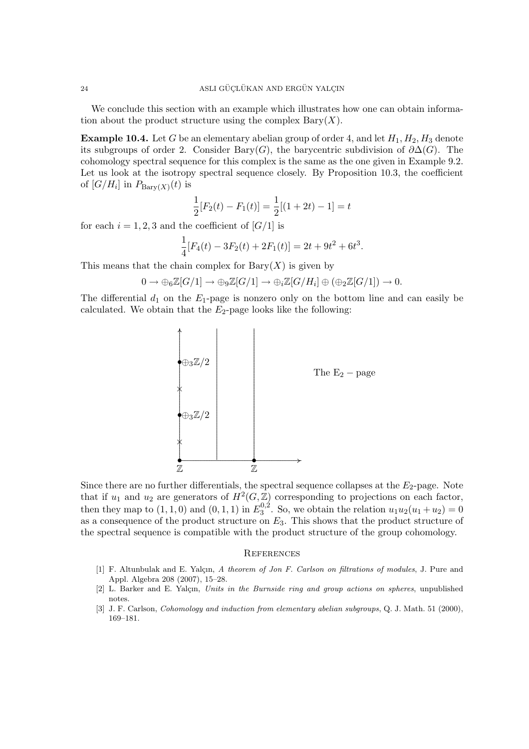We conclude this section with an example which illustrates how one can obtain information about the product structure using the complex $\mathrm{Bary}(X)$.

**Example 10.4.** Let $G$ be an elementary abelian group of order 4, and let $H_1, H_2, H_3$ denote its subgroups of order 2. Consider $\mathrm{Bary}(G)$, the barycentric subdivision of $\partial\Delta(G)$. The cohomology spectral sequence for this complex is the same as the one given in Example 9.2. Let us look at the isotropy spectral sequence closely. By Proposition 10.3, the coefficient of $[G/H_i]$ in $P_{\mathrm{Bary}(X)}(t)$ is

$$\frac{1}{2}[F_2(t) - F_1(t)] = \frac{1}{2}[(1+2t) - 1] = t$$

for each $i = 1, 2, 3$ and the coefficient of $[G/1]$ is

$$\frac{1}{4}[F_4(t) - 3F_2(t) + 2F_1(t)] = 2t + 9t^2 + 6t^3.$$

This means that the chain complex for $\mathrm{Bary}(X)$ is given by

$$0 \to \oplus_6 \mathbb{Z}[G/1] \to \oplus_9 \mathbb{Z}[G/1] \to \oplus_i \mathbb{Z}[G/H_i] \oplus (\oplus_2 \mathbb{Z}[G/1]) \to 0.$$

The differential $d_1$ on the $E_1$-page is nonzero only on the bottom line and can easily be calculated. We obtain that the $E_2$-page looks like the following:

$\oplus_3\mathbb{Z}/2$

$\oplus_3\mathbb{Z}/2$

$\mathbb{Z}$ $\mathbb{Z}$

The $\mathrm{E}_2$ − page

Since there are no further differentials, the spectral sequence collapses at the $E_2$-page. Note that if $u_1$ and $u_2$ are generators of $H^2(G, \mathbb{Z})$ corresponding to projections on each factor, then they map to $(1, 1, 0)$ and $(0, 1, 1)$ in $E_3^{0,2}$. So, we obtain the relation $u_1u_2(u_1 + u_2) = 0$ as a consequence of the product structure on $E_3$. This shows that the product structure of the spectral sequence is compatible with the product structure of the group cohomology.

## References

[1] F. Altunbulak and E. Yalçın, *A theorem of Jon F. Carlson on filtrations of modules*, J. Pure and Appl. Algebra 208 (2007), 15–28.

[2] L. Barker and E. Yalçın, *Units in the Burnside ring and group actions on spheres*, unpublished notes.

[3] J. F. Carlson, *Cohomology and induction from elementary abelian subgroups*, Q. J. Math. 51 (2000), 169–181.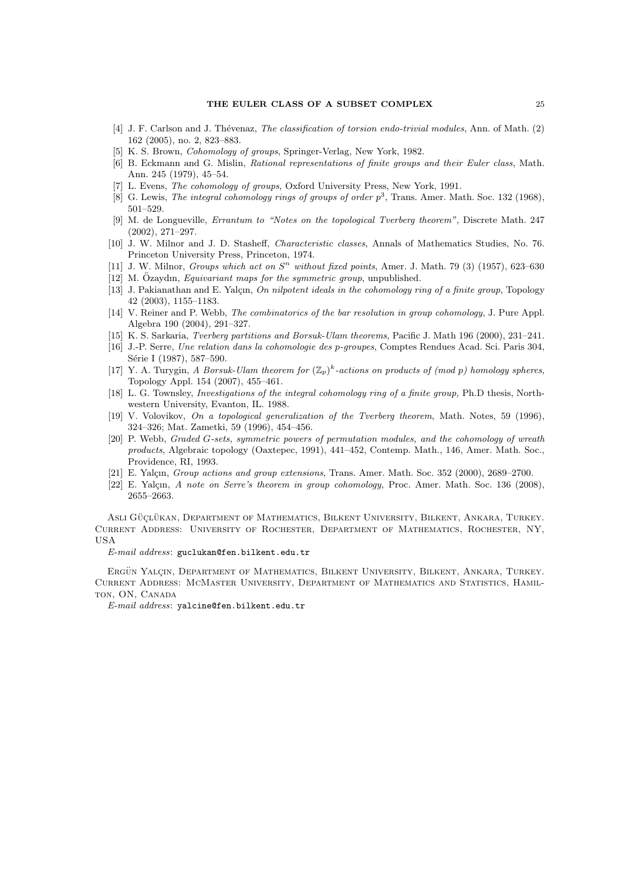[4] J. F. Carlson and J. Thévenaz, *The classification of torsion endo-trivial modules*, Ann. of Math. (2) 162 (2005), no. 2, 823–883.

[5] K. S. Brown, *Cohomology of groups*, Springer-Verlag, New York, 1982.

[6] B. Eckmann and G. Mislin, *Rational representations of finite groups and their Euler class*, Math. Ann. 245 (1979), 45–54.

[7] L. Evens, *The cohomology of groups*, Oxford University Press, New York, 1991.

[8] G. Lewis, *The integral cohomology rings of groups of order $p^3$*, Trans. Amer. Math. Soc. 132 (1968), 501–529.

[9] M. de Longueville, *Errantum to "Notes on the topological Tverberg theorem"*, Discrete Math. 247 (2002), 271–297.

[10] J. W. Milnor and J. D. Stasheff, *Characteristic classes*, Annals of Mathematics Studies, No. 76. Princeton University Press, Princeton, 1974.

[11] J. W. Milnor, *Groups which act on $S^n$ without fixed points*, Amer. J. Math. 79 (3) (1957), 623–630

[12] M. Özaydın, *Equivariant maps for the symmetric group*, unpublished.

[13] J. Pakianathan and E. Yalçın, *On nilpotent ideals in the cohomology ring of a finite group*, Topology 42 (2003), 1155–1183.

[14] V. Reiner and P. Webb, *The combinatorics of the bar resolution in group cohomology*, J. Pure Appl. Algebra 190 (2004), 291–327.

[15] K. S. Sarkaria, *Tverberg partitions and Borsuk-Ulam theorems*, Pacific J. Math 196 (2000), 231–241.

[16] J.-P. Serre, *Une relation dans la cohomologie des p-groupes*, Comptes Rendues Acad. Sci. Paris 304, Série I (1987), 587–590.

[17] Y. A. Turygin, *A Borsuk-Ulam theorem for $(\mathbb{Z}_p)^k$-actions on products of (mod p) homology spheres*, Topology Appl. 154 (2007), 455–461.

[18] L. G. Townsley, *Investigations of the integral cohomology ring of a finite group,* Ph.D thesis, Northwestern University, Evanton, IL. 1988.

[19] V. Volovikov, *On a topological generalization of the Tverberg theorem*, Math. Notes, 59 (1996), 324–326; Mat. Zametki, 59 (1996), 454–456.

[20] P. Webb, *Graded G-sets, symmetric powers of permutation modules, and the cohomology of wreath products*, Algebraic topology (Oaxtepec, 1991), 441–452, Contemp. Math., 146, Amer. Math. Soc., Providence, RI, 1993.

[21] E. Yalçın, *Group actions and group extensions*, Trans. Amer. Math. Soc. 352 (2000), 2689–2700.

[22] E. Yalçın, *A note on Serre's theorem in group cohomology*, Proc. Amer. Math. Soc. 136 (2008), 2655–2663.

Aslı Güçlükan, Department of Mathematics, Bilkent University, Bilkent, Ankara, Turkey. Current Address: University of Rochester, Department of Mathematics, Rochester, NY, USA

*E-mail address*: `guclukan@fen.bilkent.edu.tr`

Ergün Yalçın, Department of Mathematics, Bilkent University, Bilkent, Ankara, Turkey. Current Address: McMaster University, Department of Mathematics and Statistics, Hamilton, ON, Canada

*E-mail address*: `yalcine@fen.bilkent.edu.tr`